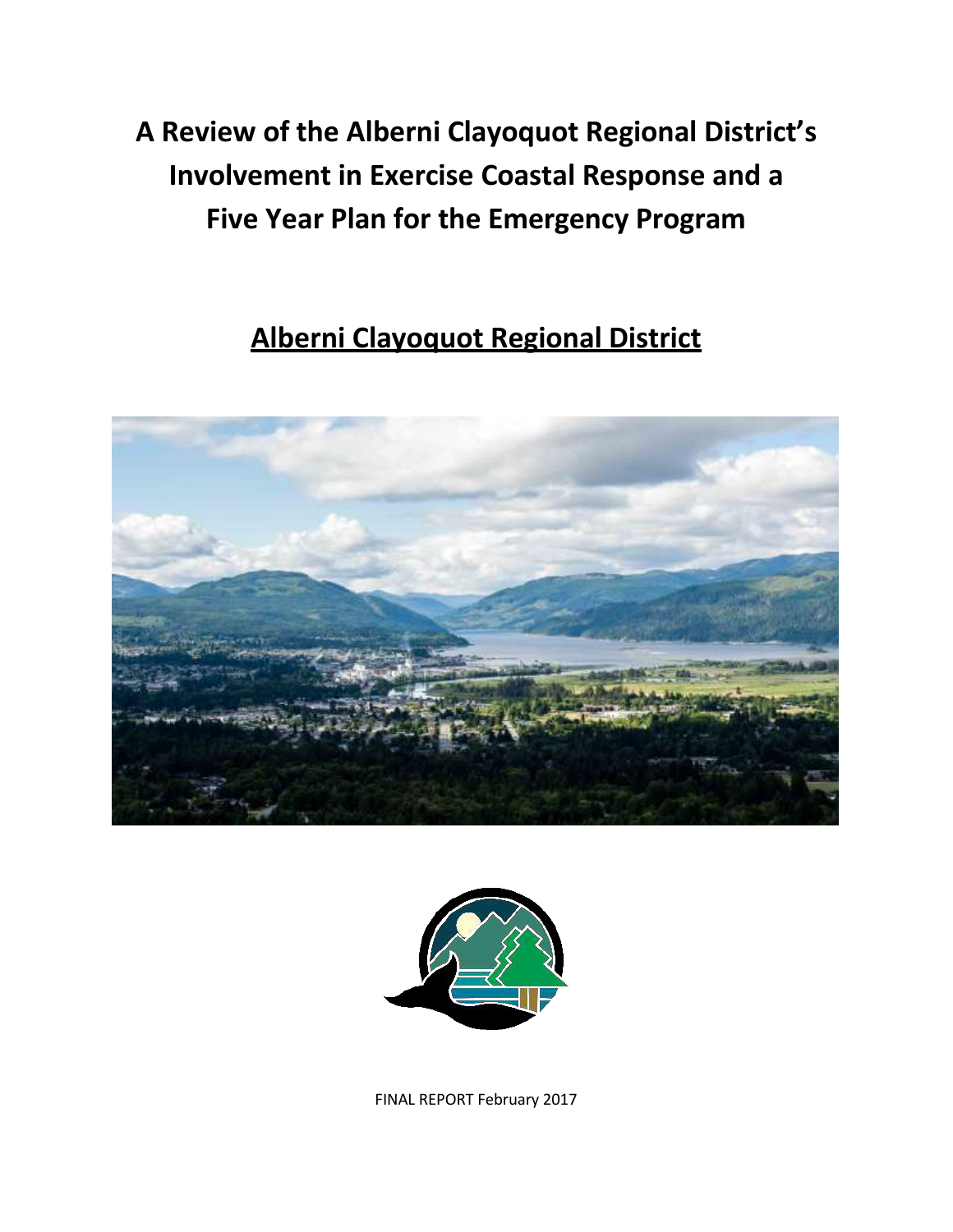# A Review of the Alberni Clayoquot Regional District's Involvement in Exercise Coastal Response and a Five Year Plan for the Emergency Program

## Alberni Clayoquot Regional District

FINAL REPORT February 2017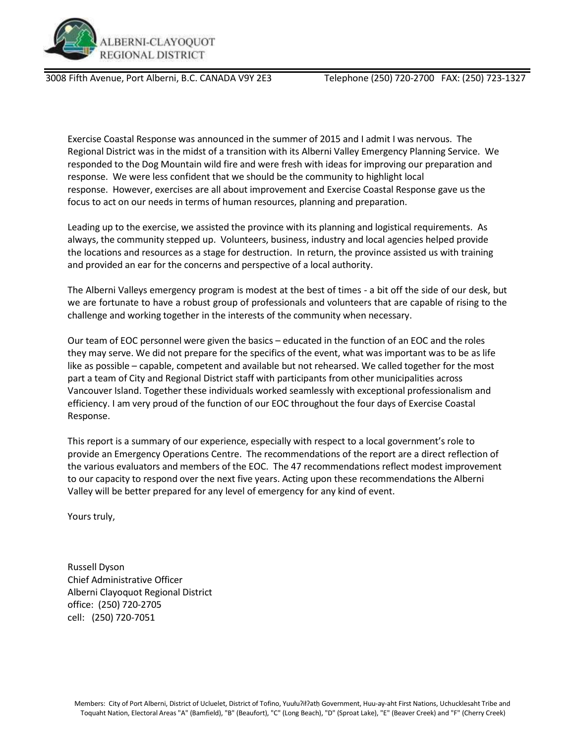ALBERNI-CLAYOQUOT REGIONAL DISTRICT

3008 Fifth Avenue, Port Alberni, B.C. CANADA V9Y 2E3 Telephone (250) 720-2700 FAX: (250) 723-1327

Exercise Coastal Response was announced in the summer of 2015 and I admit I was nervous. The Regional District was in the midst of a transition with its Alberni Valley Emergency Planning Service. We responded to the Dog Mountain wild fire and were fresh with ideas for improving our preparation and response. We were less confident that we should be the community to highlight local response. However, exercises are all about improvement and Exercise Coastal Response gave us the focus to act on our needs in terms of human resources, planning and preparation.

Leading up to the exercise, we assisted the province with its planning and logistical requirements. As always, the community stepped up. Volunteers, business, industry and local agencies helped provide the locations and resources as a stage for destruction. In return, the province assisted us with training and provided an ear for the concerns and perspective of a local authority.

The Alberni Valleys emergency program is modest at the best of times - a bit off the side of our desk, but we are fortunate to have a robust group of professionals and volunteers that are capable of rising to the challenge and working together in the interests of the community when necessary.

Our team of EOC personnel were given the basics – educated in the function of an EOC and the roles they may serve. We did not prepare for the specifics of the event, what was important was to be as life like as possible – capable, competent and available but not rehearsed. We called together for the most part a team of City and Regional District staff with participants from other municipalities across Vancouver Island. Together these individuals worked seamlessly with exceptional professionalism and efficiency. I am very proud of the function of our EOC throughout the four days of Exercise Coastal Response.

This report is a summary of our experience, especially with respect to a local government's role to provide an Emergency Operations Centre. The recommendations of the report are a direct reflection of the various evaluators and members of the EOC. The 47 recommendations reflect modest improvement to our capacity to respond over the next five years. Acting upon these recommendations the Alberni Valley will be better prepared for any level of emergency for any kind of event.

Yours truly,

Russell Dyson
Chief Administrative Officer
Alberni Clayoquot Regional District
office: (250) 720-2705
cell: (250) 720-7051

Members: City of Port Alberni, District of Ucluelet, District of Tofino, Yuułuʔiłʔatḥ Government, Huu-ay-aht First Nations, Uchucklesaht Tribe and Toquaht Nation, Electoral Areas "A" (Bamfield), "B" (Beaufort), "C" (Long Beach), "D" (Sproat Lake), "E" (Beaver Creek) and "F" (Cherry Creek)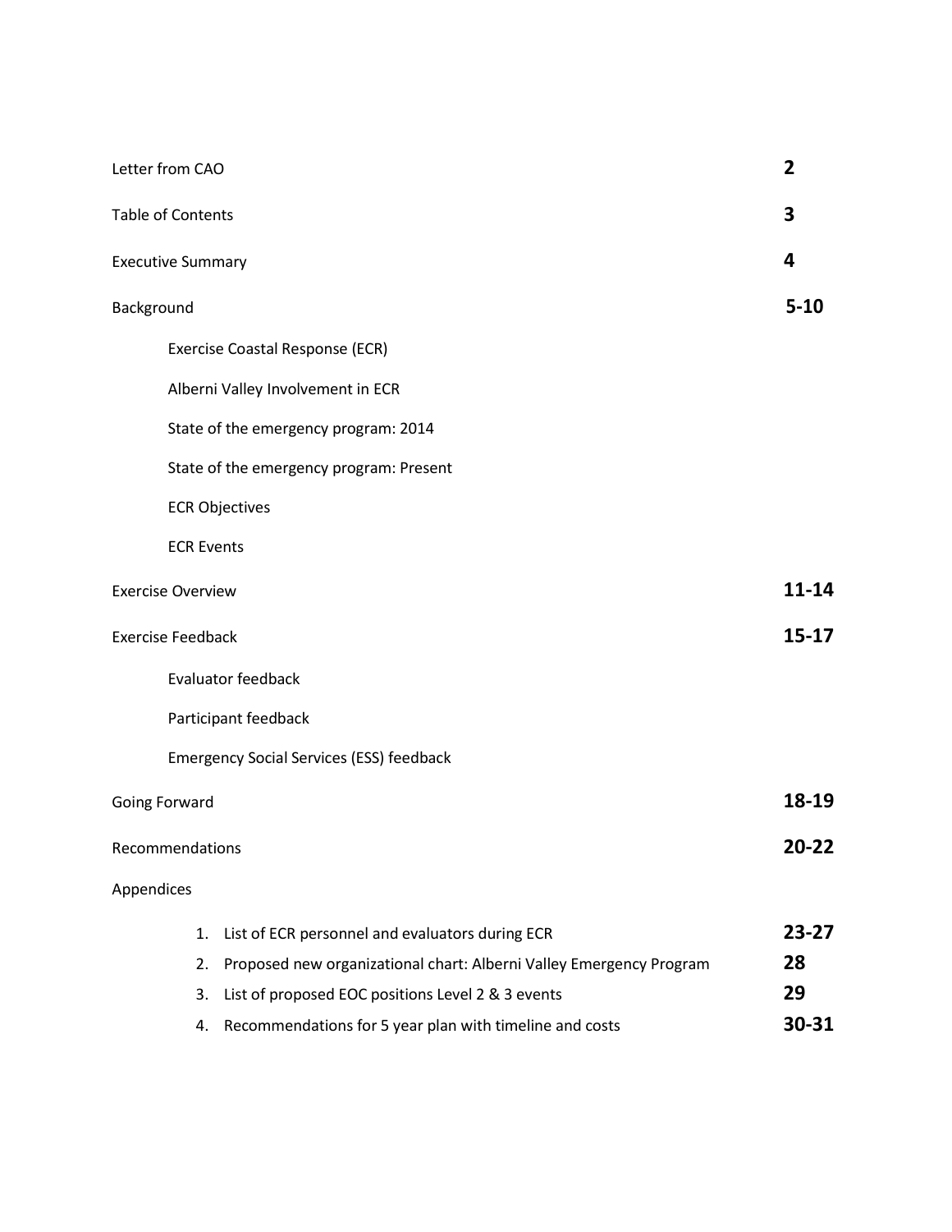| | |
|---|---|
| Letter from CAO | **2** |
| Table of Contents | **3** |
| Executive Summary | **4** |
| Background | **5-10** |
| Exercise Coastal Response (ECR) | |
| Alberni Valley Involvement in ECR | |
| State of the emergency program: 2014 | |
| State of the emergency program: Present | |
| ECR Objectives | |
| ECR Events | |
| Exercise Overview | **11-14** |
| Exercise Feedback | **15-17** |
| Evaluator feedback | |
| Participant feedback | |
| Emergency Social Services (ESS) feedback | |
| Going Forward | **18-19** |
| Recommendations | **20-22** |
| Appendices | |
| 1. List of ECR personnel and evaluators during ECR | **23-27** |
| 2. Proposed new organizational chart: Alberni Valley Emergency Program | **28** |
| 3. List of proposed EOC positions Level 2 & 3 events | **29** |
| 4. Recommendations for 5 year plan with timeline and costs | **30-31** |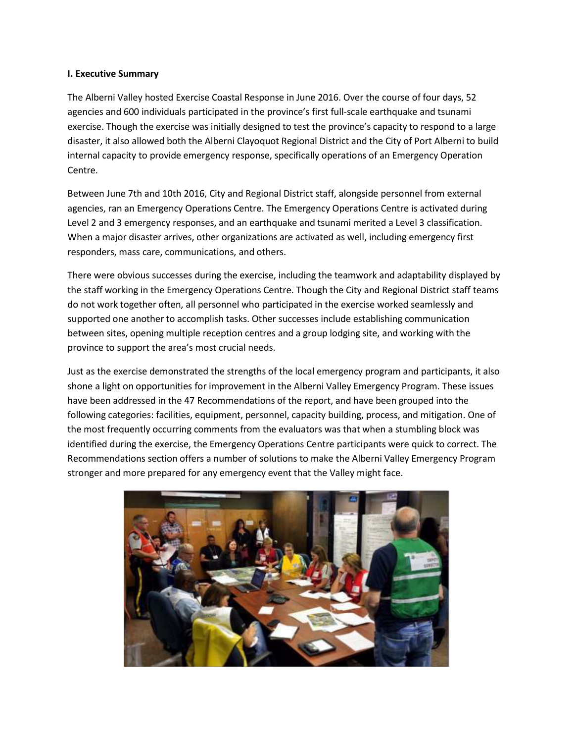**I. Executive Summary**

The Alberni Valley hosted Exercise Coastal Response in June 2016. Over the course of four days, 52 agencies and 600 individuals participated in the province's first full-scale earthquake and tsunami exercise. Though the exercise was initially designed to test the province's capacity to respond to a large disaster, it also allowed both the Alberni Clayoquot Regional District and the City of Port Alberni to build internal capacity to provide emergency response, specifically operations of an Emergency Operation Centre.

Between June 7th and 10th 2016, City and Regional District staff, alongside personnel from external agencies, ran an Emergency Operations Centre. The Emergency Operations Centre is activated during Level 2 and 3 emergency responses, and an earthquake and tsunami merited a Level 3 classification. When a major disaster arrives, other organizations are activated as well, including emergency first responders, mass care, communications, and others.

There were obvious successes during the exercise, including the teamwork and adaptability displayed by the staff working in the Emergency Operations Centre. Though the City and Regional District staff teams do not work together often, all personnel who participated in the exercise worked seamlessly and supported one another to accomplish tasks. Other successes include establishing communication between sites, opening multiple reception centres and a group lodging site, and working with the province to support the area's most crucial needs.

Just as the exercise demonstrated the strengths of the local emergency program and participants, it also shone a light on opportunities for improvement in the Alberni Valley Emergency Program. These issues have been addressed in the 47 Recommendations of the report, and have been grouped into the following categories: facilities, equipment, personnel, capacity building, process, and mitigation. One of the most frequently occurring comments from the evaluators was that when a stumbling block was identified during the exercise, the Emergency Operations Centre participants were quick to correct. The Recommendations section offers a number of solutions to make the Alberni Valley Emergency Program stronger and more prepared for any emergency event that the Valley might face.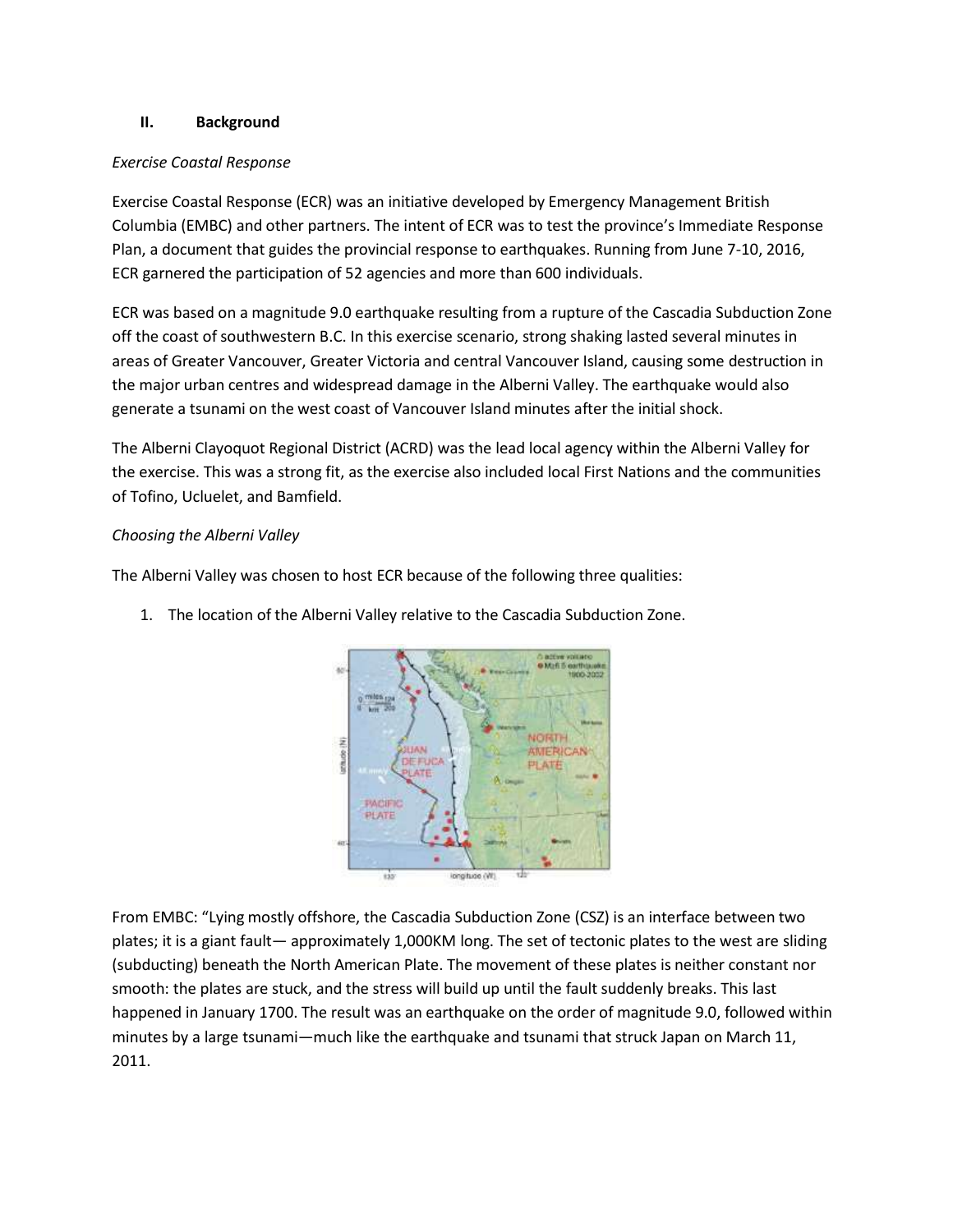## II. Background

*Exercise Coastal Response*

Exercise Coastal Response (ECR) was an initiative developed by Emergency Management British Columbia (EMBC) and other partners. The intent of ECR was to test the province's Immediate Response Plan, a document that guides the provincial response to earthquakes. Running from June 7-10, 2016, ECR garnered the participation of 52 agencies and more than 600 individuals.

ECR was based on a magnitude 9.0 earthquake resulting from a rupture of the Cascadia Subduction Zone off the coast of southwestern B.C. In this exercise scenario, strong shaking lasted several minutes in areas of Greater Vancouver, Greater Victoria and central Vancouver Island, causing some destruction in the major urban centres and widespread damage in the Alberni Valley. The earthquake would also generate a tsunami on the west coast of Vancouver Island minutes after the initial shock.

The Alberni Clayoquot Regional District (ACRD) was the lead local agency within the Alberni Valley for the exercise. This was a strong fit, as the exercise also included local First Nations and the communities of Tofino, Ucluelet, and Bamfield.

*Choosing the Alberni Valley*

The Alberni Valley was chosen to host ECR because of the following three qualities:

1. The location of the Alberni Valley relative to the Cascadia Subduction Zone.

From EMBC: "Lying mostly offshore, the Cascadia Subduction Zone (CSZ) is an interface between two plates; it is a giant fault— approximately 1,000KM long. The set of tectonic plates to the west are sliding (subducting) beneath the North American Plate. The movement of these plates is neither constant nor smooth: the plates are stuck, and the stress will build up until the fault suddenly breaks. This last happened in January 1700. The result was an earthquake on the order of magnitude 9.0, followed within minutes by a large tsunami—much like the earthquake and tsunami that struck Japan on March 11, 2011.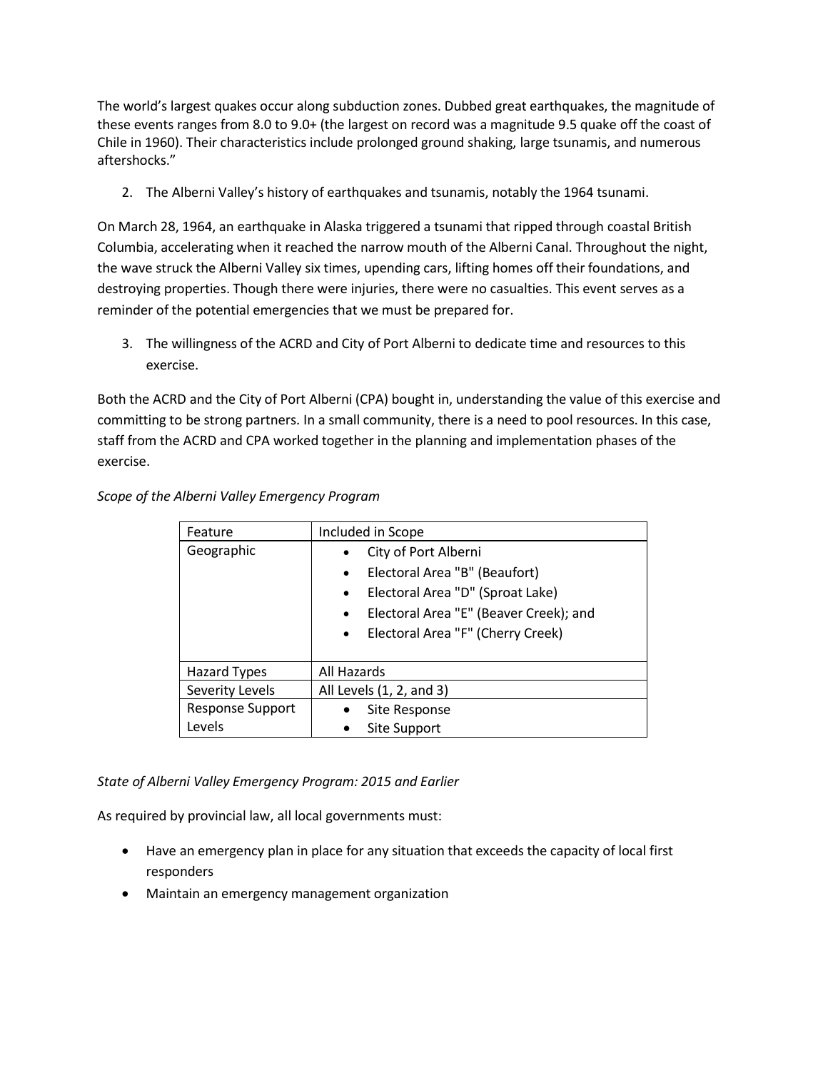The world's largest quakes occur along subduction zones. Dubbed great earthquakes, the magnitude of these events ranges from 8.0 to 9.0+ (the largest on record was a magnitude 9.5 quake off the coast of Chile in 1960). Their characteristics include prolonged ground shaking, large tsunamis, and numerous aftershocks."

2. The Alberni Valley's history of earthquakes and tsunamis, notably the 1964 tsunami.

On March 28, 1964, an earthquake in Alaska triggered a tsunami that ripped through coastal British Columbia, accelerating when it reached the narrow mouth of the Alberni Canal. Throughout the night, the wave struck the Alberni Valley six times, upending cars, lifting homes off their foundations, and destroying properties. Though there were injuries, there were no casualties. This event serves as a reminder of the potential emergencies that we must be prepared for.

3. The willingness of the ACRD and City of Port Alberni to dedicate time and resources to this exercise.

Both the ACRD and the City of Port Alberni (CPA) bought in, understanding the value of this exercise and committing to be strong partners. In a small community, there is a need to pool resources. In this case, staff from the ACRD and CPA worked together in the planning and implementation phases of the exercise.

*Scope of the Alberni Valley Emergency Program*

| Feature | Included in Scope |
| --- | --- |
| Geographic | • City of Port Alberni<br>• Electoral Area "B" (Beaufort)<br>• Electoral Area "D" (Sproat Lake)<br>• Electoral Area "E" (Beaver Creek); and<br>• Electoral Area "F" (Cherry Creek) |
| Hazard Types | All Hazards |
| Severity Levels | All Levels (1, 2, and 3) |
| Response Support Levels | • Site Response<br>• Site Support |

*State of Alberni Valley Emergency Program: 2015 and Earlier*

As required by provincial law, all local governments must:

- Have an emergency plan in place for any situation that exceeds the capacity of local first responders
- Maintain an emergency management organization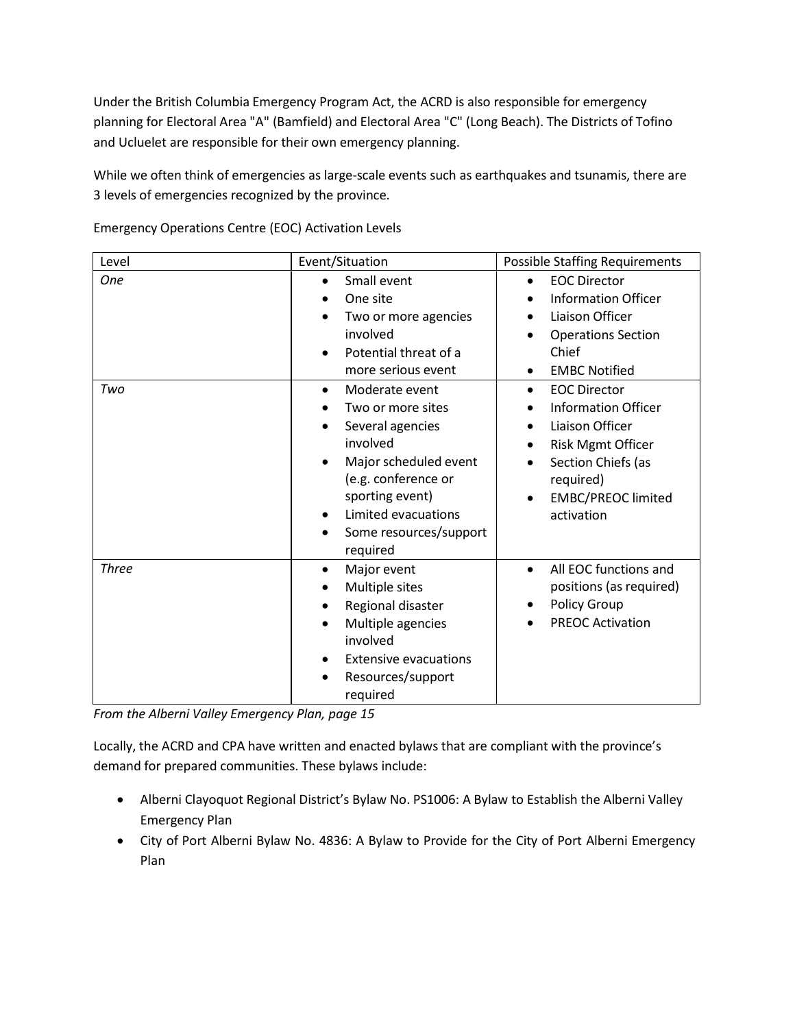Under the British Columbia Emergency Program Act, the ACRD is also responsible for emergency planning for Electoral Area "A" (Bamfield) and Electoral Area "C" (Long Beach). The Districts of Tofino and Ucluelet are responsible for their own emergency planning.

While we often think of emergencies as large-scale events such as earthquakes and tsunamis, there are 3 levels of emergencies recognized by the province.

Emergency Operations Centre (EOC) Activation Levels

| Level | Event/Situation | Possible Staffing Requirements |
|---|---|---|
| *One* | • Small event<br>• One site<br>• Two or more agencies involved<br>• Potential threat of a more serious event | • EOC Director<br>• Information Officer<br>• Liaison Officer<br>• Operations Section Chief<br>• EMBC Notified |
| *Two* | • Moderate event<br>• Two or more sites<br>• Several agencies involved<br>• Major scheduled event (e.g. conference or sporting event)<br>• Limited evacuations<br>• Some resources/support required | • EOC Director<br>• Information Officer<br>• Liaison Officer<br>• Risk Mgmt Officer<br>• Section Chiefs (as required)<br>• EMBC/PREOC limited activation |
| *Three* | • Major event<br>• Multiple sites<br>• Regional disaster<br>• Multiple agencies involved<br>• Extensive evacuations<br>• Resources/support required | • All EOC functions and positions (as required)<br>• Policy Group<br>• PREOC Activation |

*From the Alberni Valley Emergency Plan, page 15*

Locally, the ACRD and CPA have written and enacted bylaws that are compliant with the province's demand for prepared communities. These bylaws include:

- Alberni Clayoquot Regional District's Bylaw No. PS1006: A Bylaw to Establish the Alberni Valley Emergency Plan
- City of Port Alberni Bylaw No. 4836: A Bylaw to Provide for the City of Port Alberni Emergency Plan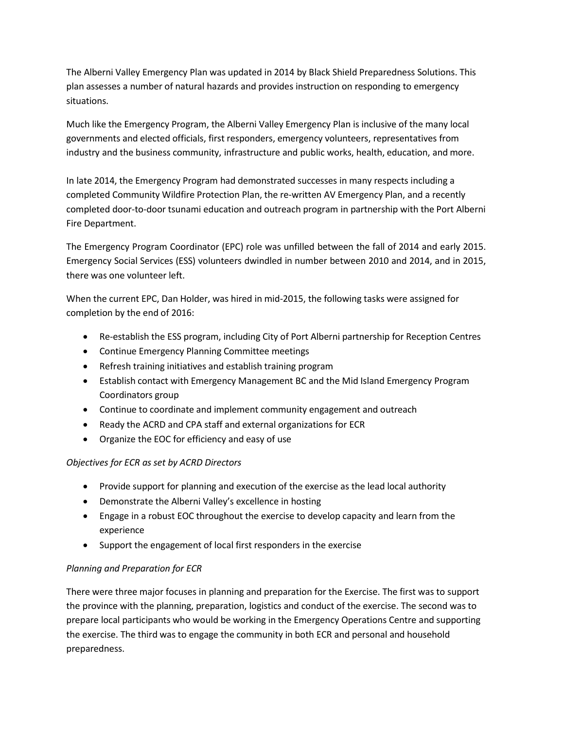The Alberni Valley Emergency Plan was updated in 2014 by Black Shield Preparedness Solutions. This plan assesses a number of natural hazards and provides instruction on responding to emergency situations.

Much like the Emergency Program, the Alberni Valley Emergency Plan is inclusive of the many local governments and elected officials, first responders, emergency volunteers, representatives from industry and the business community, infrastructure and public works, health, education, and more.

In late 2014, the Emergency Program had demonstrated successes in many respects including a completed Community Wildfire Protection Plan, the re-written AV Emergency Plan, and a recently completed door-to-door tsunami education and outreach program in partnership with the Port Alberni Fire Department.

The Emergency Program Coordinator (EPC) role was unfilled between the fall of 2014 and early 2015. Emergency Social Services (ESS) volunteers dwindled in number between 2010 and 2014, and in 2015, there was one volunteer left.

When the current EPC, Dan Holder, was hired in mid-2015, the following tasks were assigned for completion by the end of 2016:

- Re-establish the ESS program, including City of Port Alberni partnership for Reception Centres
- Continue Emergency Planning Committee meetings
- Refresh training initiatives and establish training program
- Establish contact with Emergency Management BC and the Mid Island Emergency Program Coordinators group
- Continue to coordinate and implement community engagement and outreach
- Ready the ACRD and CPA staff and external organizations for ECR
- Organize the EOC for efficiency and easy of use

*Objectives for ECR as set by ACRD Directors*

- Provide support for planning and execution of the exercise as the lead local authority
- Demonstrate the Alberni Valley's excellence in hosting
- Engage in a robust EOC throughout the exercise to develop capacity and learn from the experience
- Support the engagement of local first responders in the exercise

*Planning and Preparation for ECR*

There were three major focuses in planning and preparation for the Exercise. The first was to support the province with the planning, preparation, logistics and conduct of the exercise. The second was to prepare local participants who would be working in the Emergency Operations Centre and supporting the exercise. The third was to engage the community in both ECR and personal and household preparedness.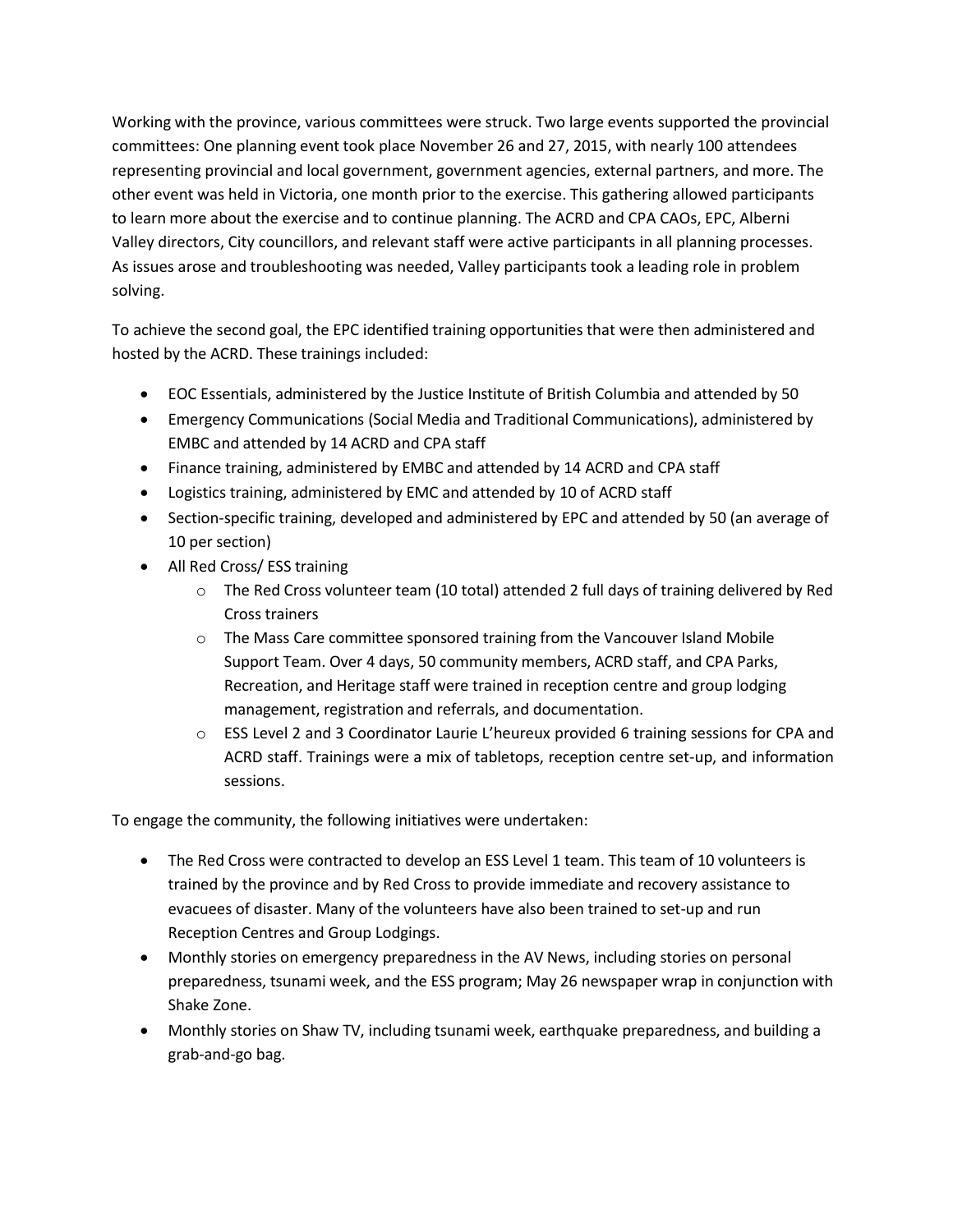Working with the province, various committees were struck. Two large events supported the provincial committees: One planning event took place November 26 and 27, 2015, with nearly 100 attendees representing provincial and local government, government agencies, external partners, and more. The other event was held in Victoria, one month prior to the exercise. This gathering allowed participants to learn more about the exercise and to continue planning. The ACRD and CPA CAOs, EPC, Alberni Valley directors, City councillors, and relevant staff were active participants in all planning processes. As issues arose and troubleshooting was needed, Valley participants took a leading role in problem solving.

To achieve the second goal, the EPC identified training opportunities that were then administered and hosted by the ACRD. These trainings included:

- EOC Essentials, administered by the Justice Institute of British Columbia and attended by 50
- Emergency Communications (Social Media and Traditional Communications), administered by EMBC and attended by 14 ACRD and CPA staff
- Finance training, administered by EMBC and attended by 14 ACRD and CPA staff
- Logistics training, administered by EMC and attended by 10 of ACRD staff
- Section-specific training, developed and administered by EPC and attended by 50 (an average of 10 per section)
- All Red Cross/ ESS training
    - The Red Cross volunteer team (10 total) attended 2 full days of training delivered by Red Cross trainers
    - The Mass Care committee sponsored training from the Vancouver Island Mobile Support Team. Over 4 days, 50 community members, ACRD staff, and CPA Parks, Recreation, and Heritage staff were trained in reception centre and group lodging management, registration and referrals, and documentation.
    - ESS Level 2 and 3 Coordinator Laurie L'heureux provided 6 training sessions for CPA and ACRD staff. Trainings were a mix of tabletops, reception centre set-up, and information sessions.

To engage the community, the following initiatives were undertaken:

- The Red Cross were contracted to develop an ESS Level 1 team. This team of 10 volunteers is trained by the province and by Red Cross to provide immediate and recovery assistance to evacuees of disaster. Many of the volunteers have also been trained to set-up and run Reception Centres and Group Lodgings.
- Monthly stories on emergency preparedness in the AV News, including stories on personal preparedness, tsunami week, and the ESS program; May 26 newspaper wrap in conjunction with Shake Zone.
- Monthly stories on Shaw TV, including tsunami week, earthquake preparedness, and building a grab-and-go bag.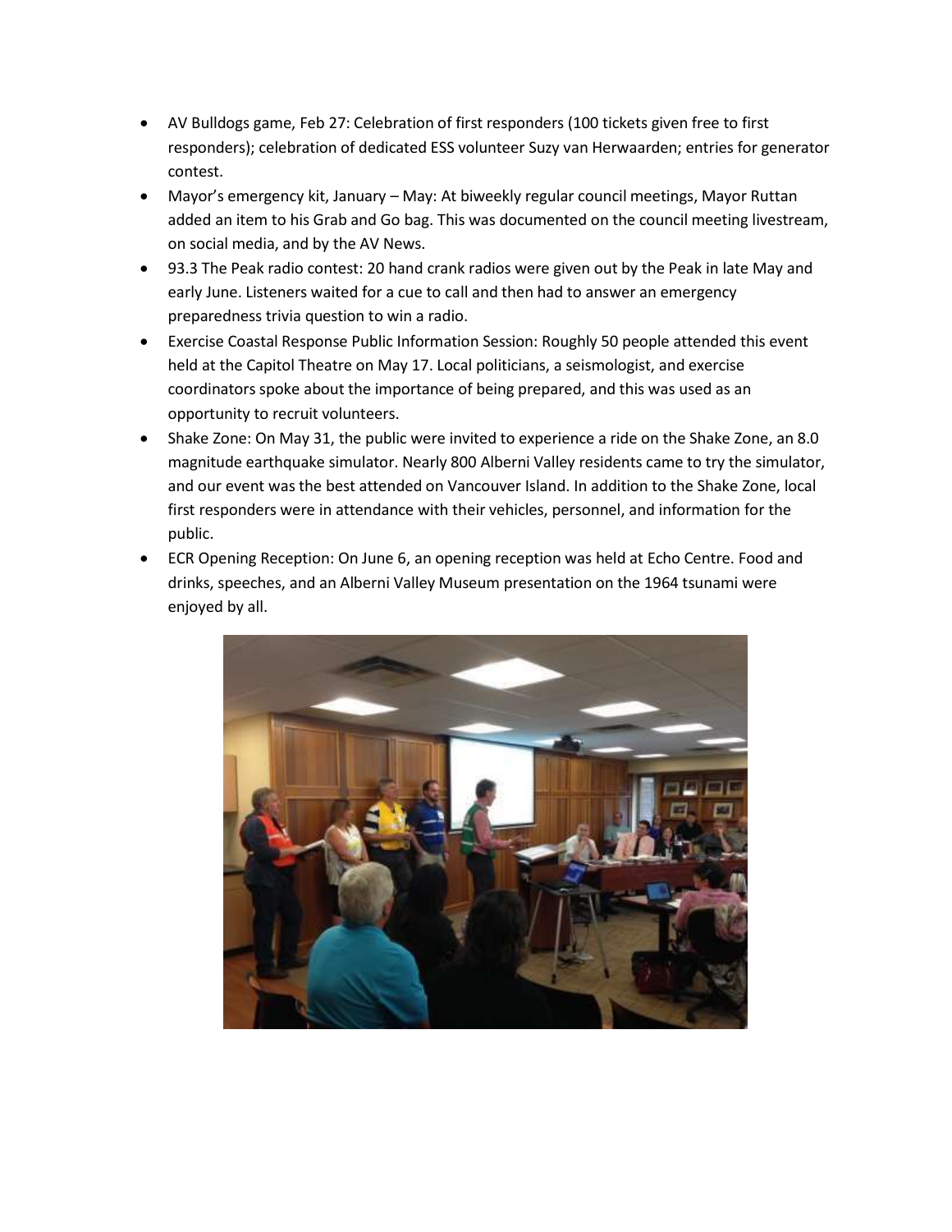- AV Bulldogs game, Feb 27: Celebration of first responders (100 tickets given free to first responders); celebration of dedicated ESS volunteer Suzy van Herwaarden; entries for generator contest.
- Mayor's emergency kit, January – May: At biweekly regular council meetings, Mayor Ruttan added an item to his Grab and Go bag. This was documented on the council meeting livestream, on social media, and by the AV News.
- 93.3 The Peak radio contest: 20 hand crank radios were given out by the Peak in late May and early June. Listeners waited for a cue to call and then had to answer an emergency preparedness trivia question to win a radio.
- Exercise Coastal Response Public Information Session: Roughly 50 people attended this event held at the Capitol Theatre on May 17. Local politicians, a seismologist, and exercise coordinators spoke about the importance of being prepared, and this was used as an opportunity to recruit volunteers.
- Shake Zone: On May 31, the public were invited to experience a ride on the Shake Zone, an 8.0 magnitude earthquake simulator. Nearly 800 Alberni Valley residents came to try the simulator, and our event was the best attended on Vancouver Island. In addition to the Shake Zone, local first responders were in attendance with their vehicles, personnel, and information for the public.
- ECR Opening Reception: On June 6, an opening reception was held at Echo Centre. Food and drinks, speeches, and an Alberni Valley Museum presentation on the 1964 tsunami were enjoyed by all.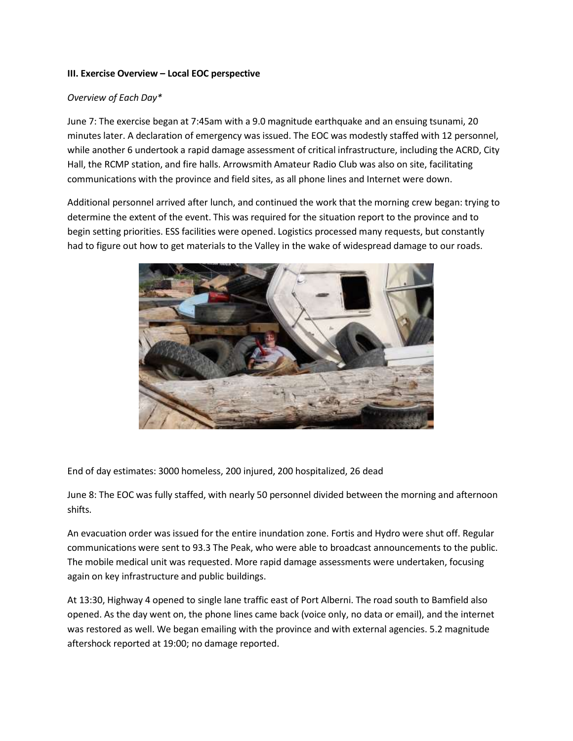**III. Exercise Overview – Local EOC perspective**

*Overview of Each Day**

June 7: The exercise began at 7:45am with a 9.0 magnitude earthquake and an ensuing tsunami, 20 minutes later. A declaration of emergency was issued. The EOC was modestly staffed with 12 personnel, while another 6 undertook a rapid damage assessment of critical infrastructure, including the ACRD, City Hall, the RCMP station, and fire halls. Arrowsmith Amateur Radio Club was also on site, facilitating communications with the province and field sites, as all phone lines and Internet were down.

Additional personnel arrived after lunch, and continued the work that the morning crew began: trying to determine the extent of the event. This was required for the situation report to the province and to begin setting priorities. ESS facilities were opened. Logistics processed many requests, but constantly had to figure out how to get materials to the Valley in the wake of widespread damage to our roads.

End of day estimates: 3000 homeless, 200 injured, 200 hospitalized, 26 dead

June 8: The EOC was fully staffed, with nearly 50 personnel divided between the morning and afternoon shifts.

An evacuation order was issued for the entire inundation zone. Fortis and Hydro were shut off. Regular communications were sent to 93.3 The Peak, who were able to broadcast announcements to the public. The mobile medical unit was requested. More rapid damage assessments were undertaken, focusing again on key infrastructure and public buildings.

At 13:30, Highway 4 opened to single lane traffic east of Port Alberni. The road south to Bamfield also opened. As the day went on, the phone lines came back (voice only, no data or email), and the internet was restored as well. We began emailing with the province and with external agencies. 5.2 magnitude aftershock reported at 19:00; no damage reported.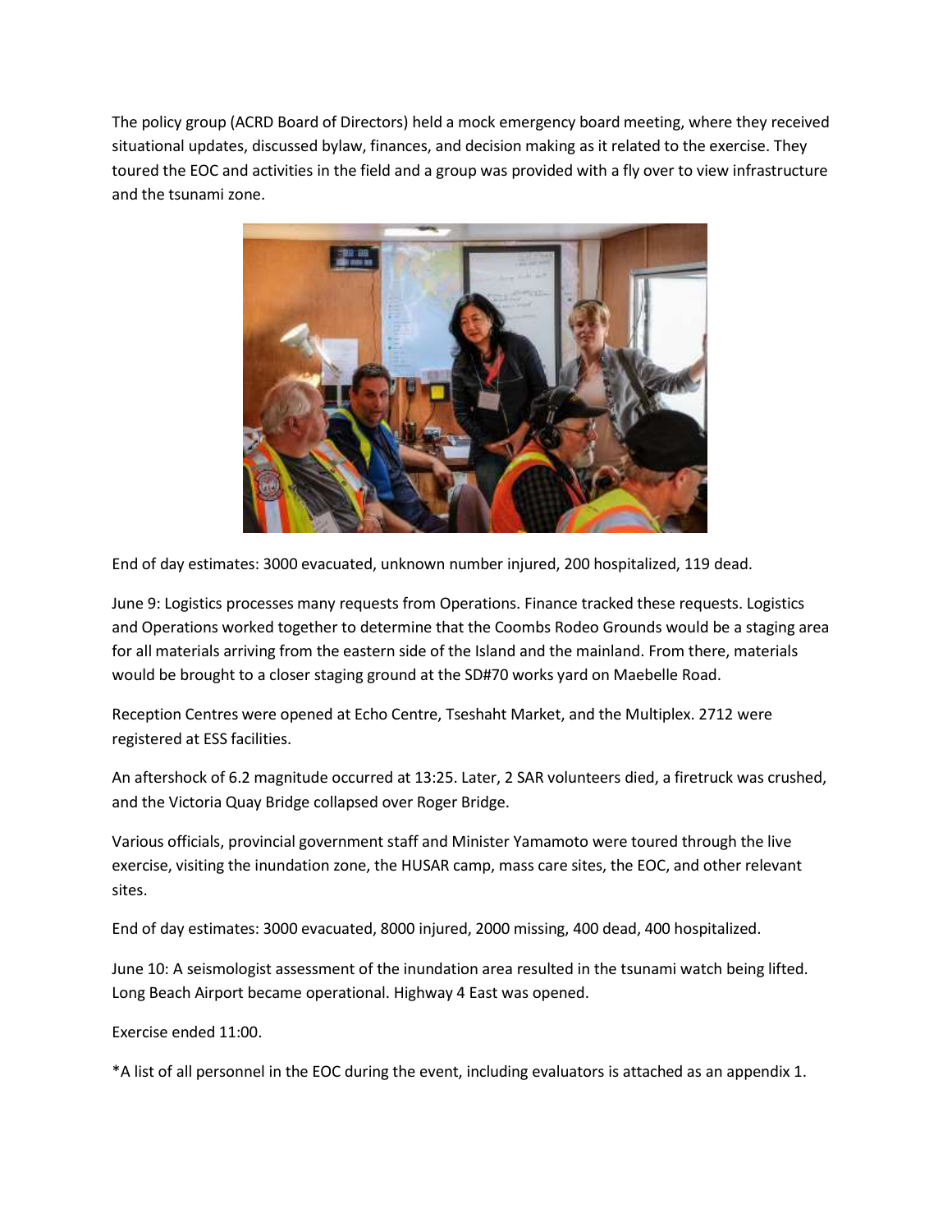The policy group (ACRD Board of Directors) held a mock emergency board meeting, where they received situational updates, discussed bylaw, finances, and decision making as it related to the exercise. They toured the EOC and activities in the field and a group was provided with a fly over to view infrastructure and the tsunami zone.

End of day estimates: 3000 evacuated, unknown number injured, 200 hospitalized, 119 dead.

June 9: Logistics processes many requests from Operations. Finance tracked these requests. Logistics and Operations worked together to determine that the Coombs Rodeo Grounds would be a staging area for all materials arriving from the eastern side of the Island and the mainland. From there, materials would be brought to a closer staging ground at the SD#70 works yard on Maebelle Road.

Reception Centres were opened at Echo Centre, Tseshaht Market, and the Multiplex. 2712 were registered at ESS facilities.

An aftershock of 6.2 magnitude occurred at 13:25. Later, 2 SAR volunteers died, a firetruck was crushed, and the Victoria Quay Bridge collapsed over Roger Bridge.

Various officials, provincial government staff and Minister Yamamoto were toured through the live exercise, visiting the inundation zone, the HUSAR camp, mass care sites, the EOC, and other relevant sites.

End of day estimates: 3000 evacuated, 8000 injured, 2000 missing, 400 dead, 400 hospitalized.

June 10: A seismologist assessment of the inundation area resulted in the tsunami watch being lifted. Long Beach Airport became operational. Highway 4 East was opened.

Exercise ended 11:00.

*A list of all personnel in the EOC during the event, including evaluators is attached as an appendix 1.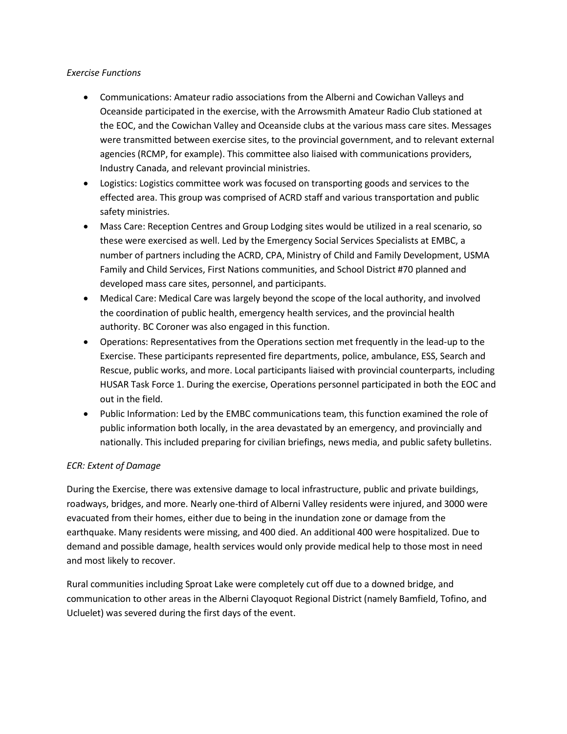*Exercise Functions*

- Communications: Amateur radio associations from the Alberni and Cowichan Valleys and Oceanside participated in the exercise, with the Arrowsmith Amateur Radio Club stationed at the EOC, and the Cowichan Valley and Oceanside clubs at the various mass care sites. Messages were transmitted between exercise sites, to the provincial government, and to relevant external agencies (RCMP, for example). This committee also liaised with communications providers, Industry Canada, and relevant provincial ministries.
- Logistics: Logistics committee work was focused on transporting goods and services to the effected area. This group was comprised of ACRD staff and various transportation and public safety ministries.
- Mass Care: Reception Centres and Group Lodging sites would be utilized in a real scenario, so these were exercised as well. Led by the Emergency Social Services Specialists at EMBC, a number of partners including the ACRD, CPA, Ministry of Child and Family Development, USMA Family and Child Services, First Nations communities, and School District #70 planned and developed mass care sites, personnel, and participants.
- Medical Care: Medical Care was largely beyond the scope of the local authority, and involved the coordination of public health, emergency health services, and the provincial health authority. BC Coroner was also engaged in this function.
- Operations: Representatives from the Operations section met frequently in the lead-up to the Exercise. These participants represented fire departments, police, ambulance, ESS, Search and Rescue, public works, and more. Local participants liaised with provincial counterparts, including HUSAR Task Force 1. During the exercise, Operations personnel participated in both the EOC and out in the field.
- Public Information: Led by the EMBC communications team, this function examined the role of public information both locally, in the area devastated by an emergency, and provincially and nationally. This included preparing for civilian briefings, news media, and public safety bulletins.

*ECR: Extent of Damage*

During the Exercise, there was extensive damage to local infrastructure, public and private buildings, roadways, bridges, and more. Nearly one-third of Alberni Valley residents were injured, and 3000 were evacuated from their homes, either due to being in the inundation zone or damage from the earthquake. Many residents were missing, and 400 died. An additional 400 were hospitalized. Due to demand and possible damage, health services would only provide medical help to those most in need and most likely to recover.

Rural communities including Sproat Lake were completely cut off due to a downed bridge, and communication to other areas in the Alberni Clayoquot Regional District (namely Bamfield, Tofino, and Ucluelet) was severed during the first days of the event.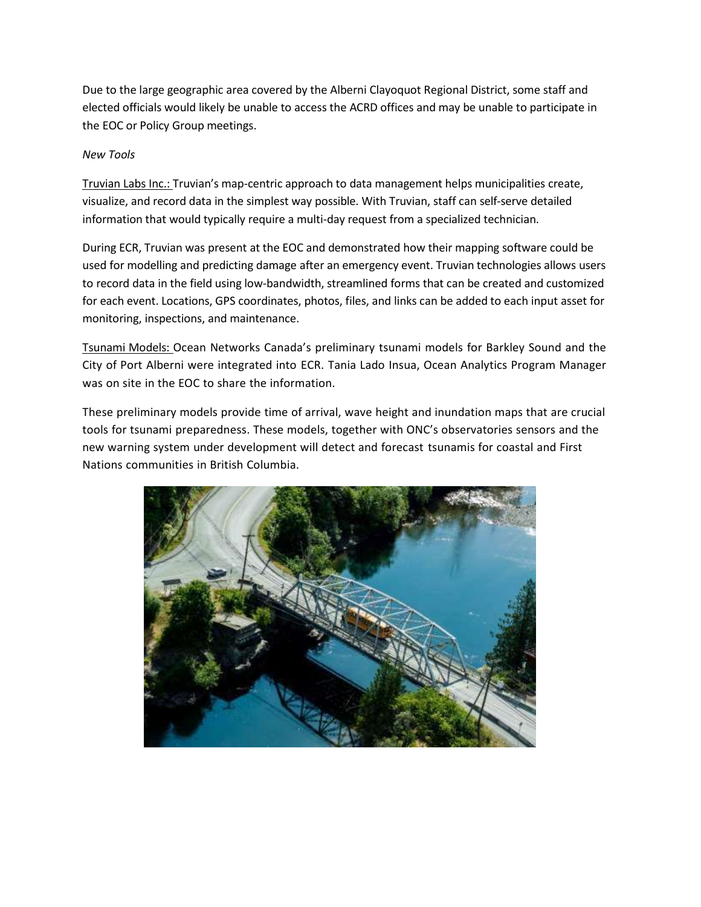Due to the large geographic area covered by the Alberni Clayoquot Regional District, some staff and elected officials would likely be unable to access the ACRD offices and may be unable to participate in the EOC or Policy Group meetings.

*New Tools*

Truvian Labs Inc.: Truvian's map-centric approach to data management helps municipalities create, visualize, and record data in the simplest way possible. With Truvian, staff can self-serve detailed information that would typically require a multi-day request from a specialized technician.

During ECR, Truvian was present at the EOC and demonstrated how their mapping software could be used for modelling and predicting damage after an emergency event. Truvian technologies allows users to record data in the field using low-bandwidth, streamlined forms that can be created and customized for each event. Locations, GPS coordinates, photos, files, and links can be added to each input asset for monitoring, inspections, and maintenance.

Tsunami Models: Ocean Networks Canada's preliminary tsunami models for Barkley Sound and the City of Port Alberni were integrated into ECR. Tania Lado Insua, Ocean Analytics Program Manager was on site in the EOC to share the information.

These preliminary models provide time of arrival, wave height and inundation maps that are crucial tools for tsunami preparedness. These models, together with ONC's observatories sensors and the new warning system under development will detect and forecast tsunamis for coastal and First Nations communities in British Columbia.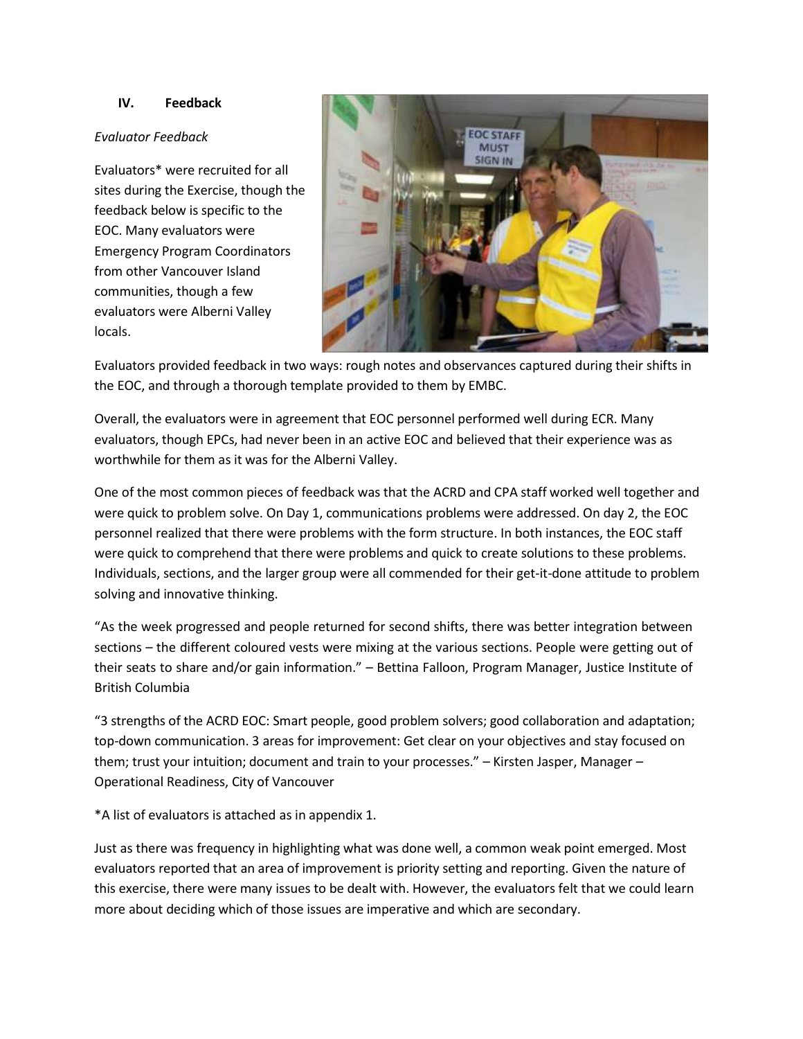## IV. Feedback

*Evaluator Feedback*

Evaluators* were recruited for all sites during the Exercise, though the feedback below is specific to the EOC. Many evaluators were Emergency Program Coordinators from other Vancouver Island communities, though a few evaluators were Alberni Valley locals.

Evaluators provided feedback in two ways: rough notes and observances captured during their shifts in the EOC, and through a thorough template provided to them by EMBC.

Overall, the evaluators were in agreement that EOC personnel performed well during ECR. Many evaluators, though EPCs, had never been in an active EOC and believed that their experience was as worthwhile for them as it was for the Alberni Valley.

One of the most common pieces of feedback was that the ACRD and CPA staff worked well together and were quick to problem solve. On Day 1, communications problems were addressed. On day 2, the EOC personnel realized that there were problems with the form structure. In both instances, the EOC staff were quick to comprehend that there were problems and quick to create solutions to these problems. Individuals, sections, and the larger group were all commended for their get-it-done attitude to problem solving and innovative thinking.

"As the week progressed and people returned for second shifts, there was better integration between sections – the different coloured vests were mixing at the various sections. People were getting out of their seats to share and/or gain information." – Bettina Falloon, Program Manager, Justice Institute of British Columbia

"3 strengths of the ACRD EOC: Smart people, good problem solvers; good collaboration and adaptation; top-down communication. 3 areas for improvement: Get clear on your objectives and stay focused on them; trust your intuition; document and train to your processes." – Kirsten Jasper, Manager – Operational Readiness, City of Vancouver

*A list of evaluators is attached as in appendix 1.

Just as there was frequency in highlighting what was done well, a common weak point emerged. Most evaluators reported that an area of improvement is priority setting and reporting. Given the nature of this exercise, there were many issues to be dealt with. However, the evaluators felt that we could learn more about deciding which of those issues are imperative and which are secondary.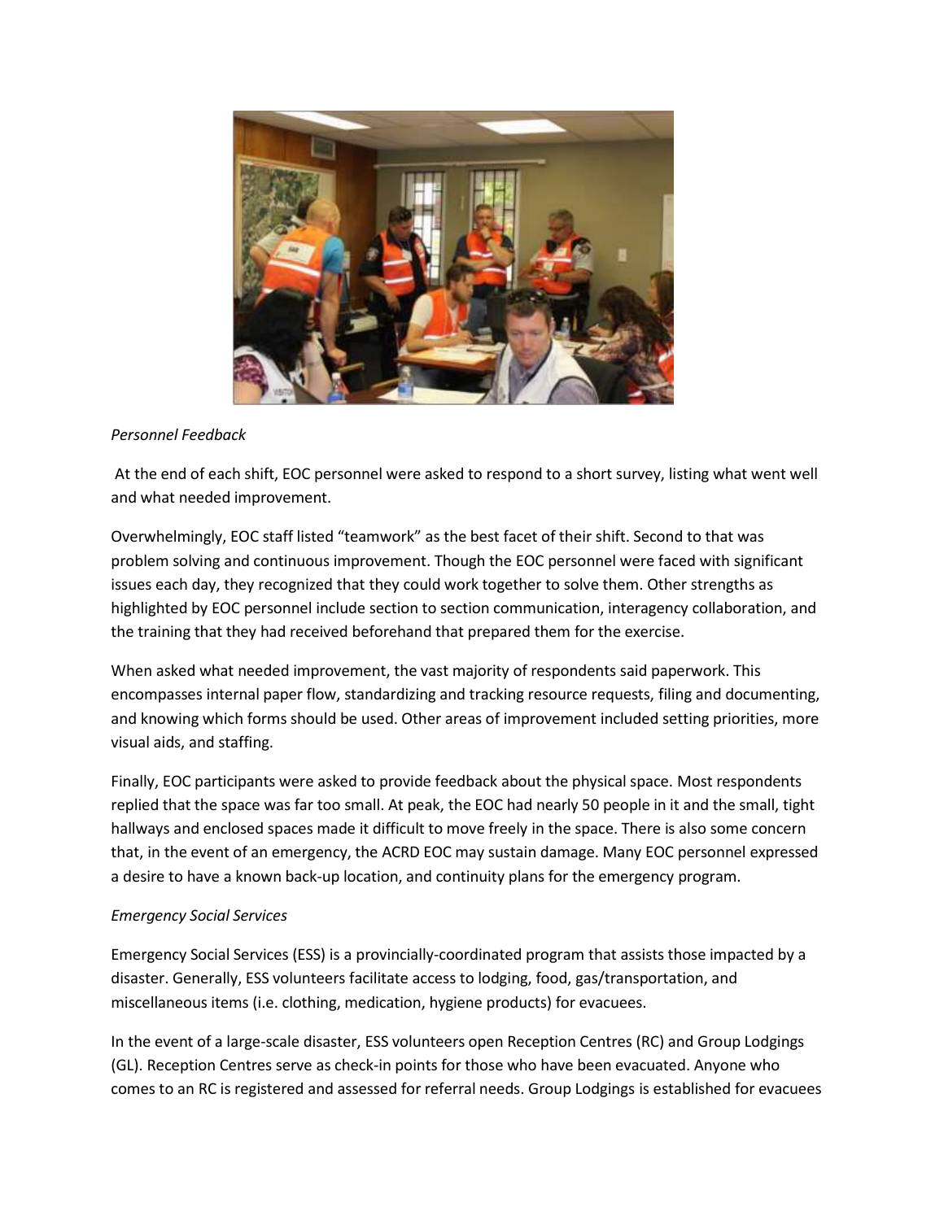*Personnel Feedback*

At the end of each shift, EOC personnel were asked to respond to a short survey, listing what went well and what needed improvement.

Overwhelmingly, EOC staff listed "teamwork" as the best facet of their shift. Second to that was problem solving and continuous improvement. Though the EOC personnel were faced with significant issues each day, they recognized that they could work together to solve them. Other strengths as highlighted by EOC personnel include section to section communication, interagency collaboration, and the training that they had received beforehand that prepared them for the exercise.

When asked what needed improvement, the vast majority of respondents said paperwork. This encompasses internal paper flow, standardizing and tracking resource requests, filing and documenting, and knowing which forms should be used. Other areas of improvement included setting priorities, more visual aids, and staffing.

Finally, EOC participants were asked to provide feedback about the physical space. Most respondents replied that the space was far too small. At peak, the EOC had nearly 50 people in it and the small, tight hallways and enclosed spaces made it difficult to move freely in the space. There is also some concern that, in the event of an emergency, the ACRD EOC may sustain damage. Many EOC personnel expressed a desire to have a known back-up location, and continuity plans for the emergency program.

*Emergency Social Services*

Emergency Social Services (ESS) is a provincially-coordinated program that assists those impacted by a disaster. Generally, ESS volunteers facilitate access to lodging, food, gas/transportation, and miscellaneous items (i.e. clothing, medication, hygiene products) for evacuees.

In the event of a large-scale disaster, ESS volunteers open Reception Centres (RC) and Group Lodgings (GL). Reception Centres serve as check-in points for those who have been evacuated. Anyone who comes to an RC is registered and assessed for referral needs. Group Lodgings is established for evacuees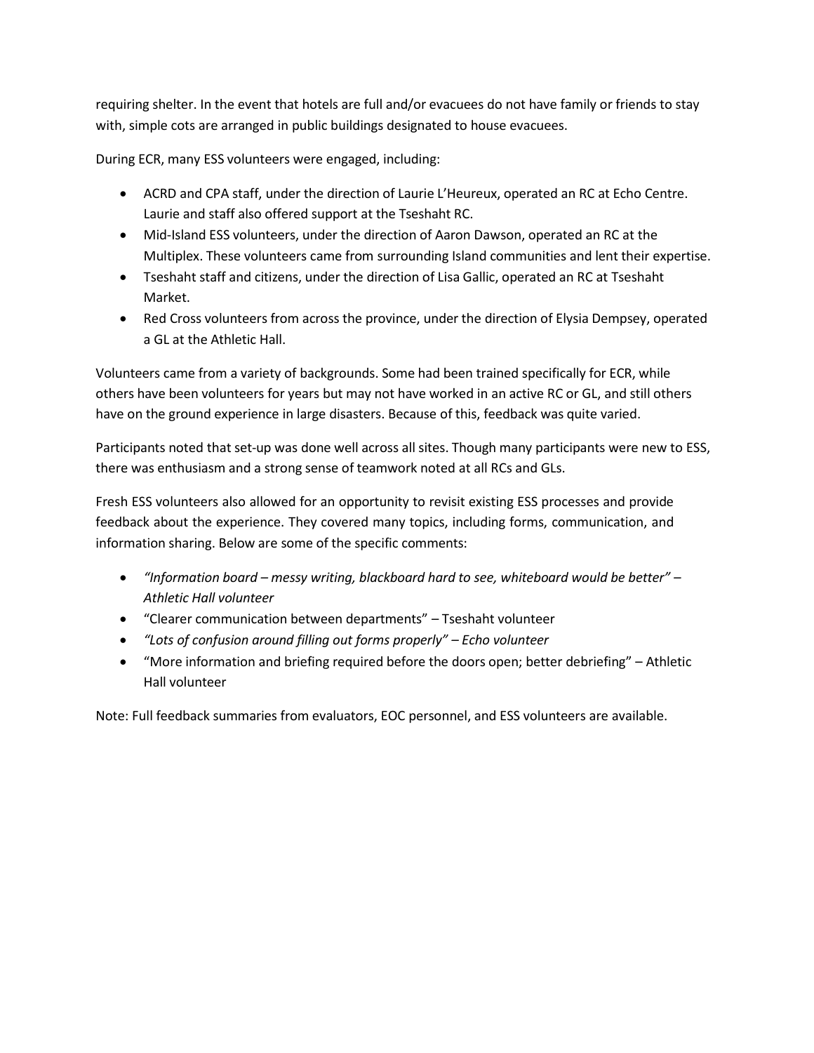requiring shelter. In the event that hotels are full and/or evacuees do not have family or friends to stay with, simple cots are arranged in public buildings designated to house evacuees.

During ECR, many ESS volunteers were engaged, including:

- ACRD and CPA staff, under the direction of Laurie L'Heureux, operated an RC at Echo Centre. Laurie and staff also offered support at the Tseshaht RC.
- Mid-Island ESS volunteers, under the direction of Aaron Dawson, operated an RC at the Multiplex. These volunteers came from surrounding Island communities and lent their expertise.
- Tseshaht staff and citizens, under the direction of Lisa Gallic, operated an RC at Tseshaht Market.
- Red Cross volunteers from across the province, under the direction of Elysia Dempsey, operated a GL at the Athletic Hall.

Volunteers came from a variety of backgrounds. Some had been trained specifically for ECR, while others have been volunteers for years but may not have worked in an active RC or GL, and still others have on the ground experience in large disasters. Because of this, feedback was quite varied.

Participants noted that set-up was done well across all sites. Though many participants were new to ESS, there was enthusiasm and a strong sense of teamwork noted at all RCs and GLs.

Fresh ESS volunteers also allowed for an opportunity to revisit existing ESS processes and provide feedback about the experience. They covered many topics, including forms, communication, and information sharing. Below are some of the specific comments:

- *"Information board – messy writing, blackboard hard to see, whiteboard would be better" – Athletic Hall volunteer*
- "Clearer communication between departments" – Tseshaht volunteer
- *"Lots of confusion around filling out forms properly" – Echo volunteer*
- "More information and briefing required before the doors open; better debriefing" – Athletic Hall volunteer

Note: Full feedback summaries from evaluators, EOC personnel, and ESS volunteers are available.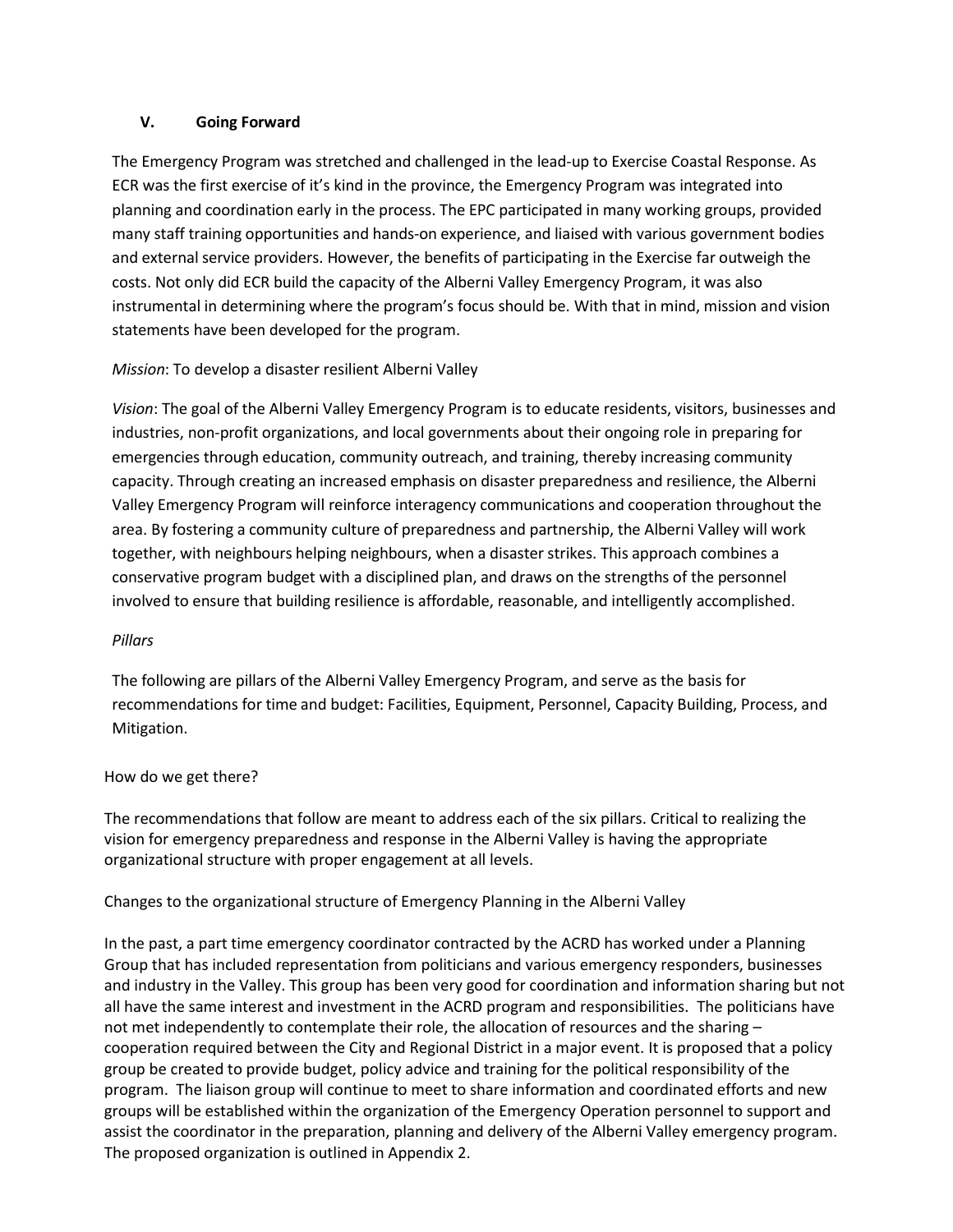## V. Going Forward

The Emergency Program was stretched and challenged in the lead-up to Exercise Coastal Response. As ECR was the first exercise of it's kind in the province, the Emergency Program was integrated into planning and coordination early in the process. The EPC participated in many working groups, provided many staff training opportunities and hands-on experience, and liaised with various government bodies and external service providers. However, the benefits of participating in the Exercise far outweigh the costs. Not only did ECR build the capacity of the Alberni Valley Emergency Program, it was also instrumental in determining where the program's focus should be. With that in mind, mission and vision statements have been developed for the program.

*Mission*: To develop a disaster resilient Alberni Valley

*Vision*: The goal of the Alberni Valley Emergency Program is to educate residents, visitors, businesses and industries, non-profit organizations, and local governments about their ongoing role in preparing for emergencies through education, community outreach, and training, thereby increasing community capacity. Through creating an increased emphasis on disaster preparedness and resilience, the Alberni Valley Emergency Program will reinforce interagency communications and cooperation throughout the area. By fostering a community culture of preparedness and partnership, the Alberni Valley will work together, with neighbours helping neighbours, when a disaster strikes. This approach combines a conservative program budget with a disciplined plan, and draws on the strengths of the personnel involved to ensure that building resilience is affordable, reasonable, and intelligently accomplished.

*Pillars*

The following are pillars of the Alberni Valley Emergency Program, and serve as the basis for recommendations for time and budget: Facilities, Equipment, Personnel, Capacity Building, Process, and Mitigation.

How do we get there?

The recommendations that follow are meant to address each of the six pillars. Critical to realizing the vision for emergency preparedness and response in the Alberni Valley is having the appropriate organizational structure with proper engagement at all levels.

Changes to the organizational structure of Emergency Planning in the Alberni Valley

In the past, a part time emergency coordinator contracted by the ACRD has worked under a Planning Group that has included representation from politicians and various emergency responders, businesses and industry in the Valley. This group has been very good for coordination and information sharing but not all have the same interest and investment in the ACRD program and responsibilities. The politicians have not met independently to contemplate their role, the allocation of resources and the sharing – cooperation required between the City and Regional District in a major event. It is proposed that a policy group be created to provide budget, policy advice and training for the political responsibility of the program. The liaison group will continue to meet to share information and coordinated efforts and new groups will be established within the organization of the Emergency Operation personnel to support and assist the coordinator in the preparation, planning and delivery of the Alberni Valley emergency program. The proposed organization is outlined in Appendix 2.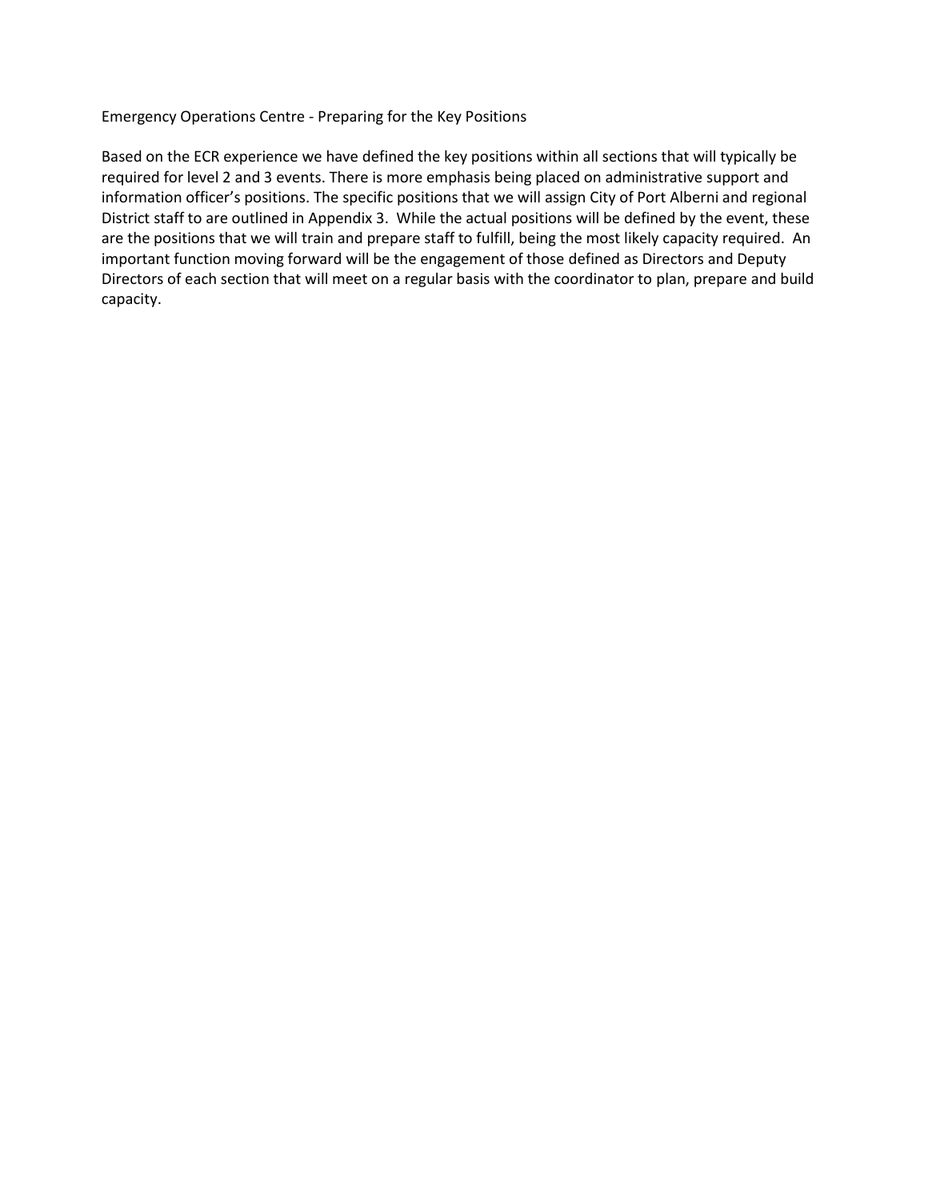Emergency Operations Centre - Preparing for the Key Positions

Based on the ECR experience we have defined the key positions within all sections that will typically be required for level 2 and 3 events. There is more emphasis being placed on administrative support and information officer's positions. The specific positions that we will assign City of Port Alberni and regional District staff to are outlined in Appendix 3. While the actual positions will be defined by the event, these are the positions that we will train and prepare staff to fulfill, being the most likely capacity required. An important function moving forward will be the engagement of those defined as Directors and Deputy Directors of each section that will meet on a regular basis with the coordinator to plan, prepare and build capacity.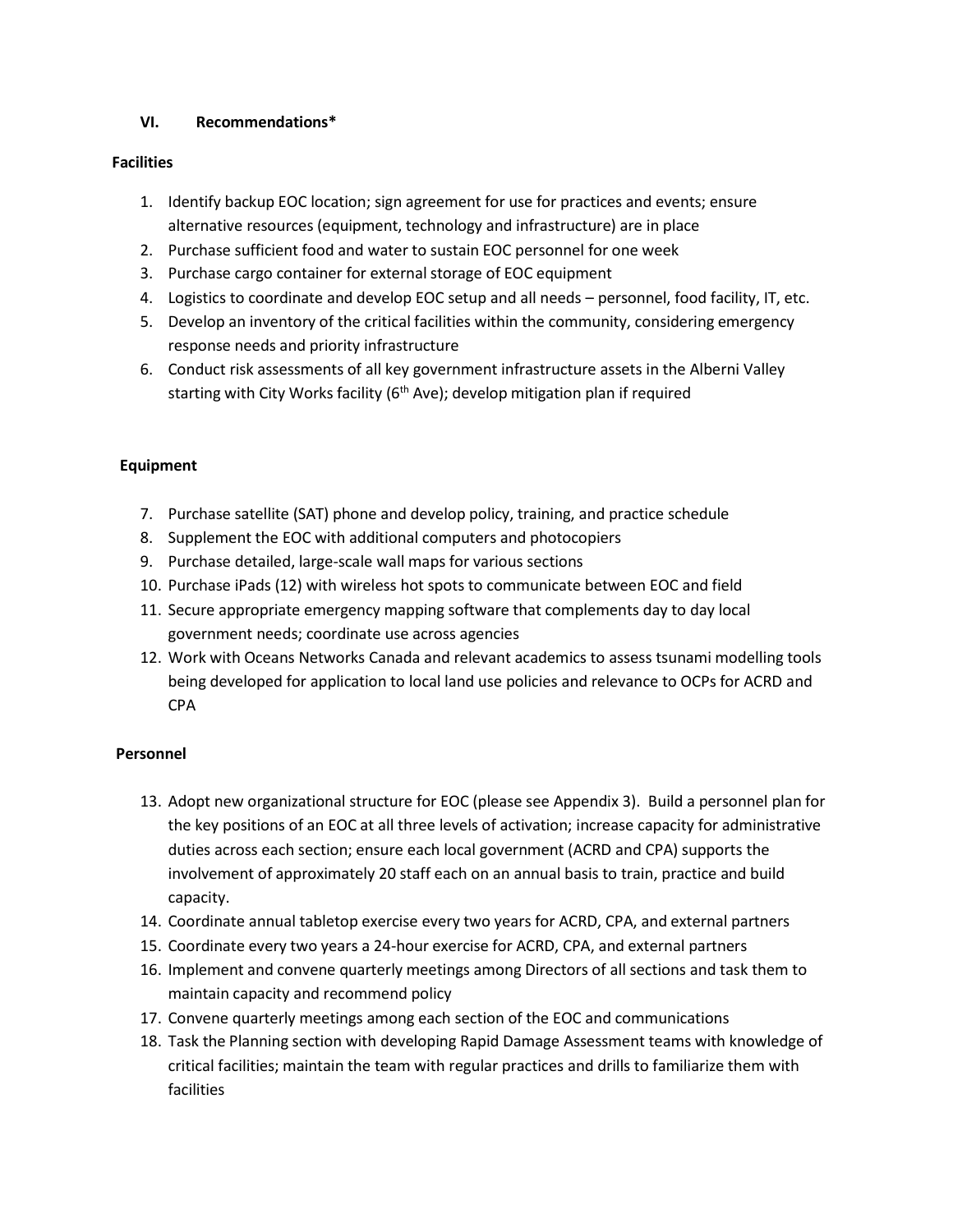## VI. Recommendations*

### Facilities

1. Identify backup EOC location; sign agreement for use for practices and events; ensure alternative resources (equipment, technology and infrastructure) are in place
2. Purchase sufficient food and water to sustain EOC personnel for one week
3. Purchase cargo container for external storage of EOC equipment
4. Logistics to coordinate and develop EOC setup and all needs – personnel, food facility, IT, etc.
5. Develop an inventory of the critical facilities within the community, considering emergency response needs and priority infrastructure
6. Conduct risk assessments of all key government infrastructure assets in the Alberni Valley starting with City Works facility (6th Ave); develop mitigation plan if required

### Equipment

7. Purchase satellite (SAT) phone and develop policy, training, and practice schedule
8. Supplement the EOC with additional computers and photocopiers
9. Purchase detailed, large-scale wall maps for various sections
10. Purchase iPads (12) with wireless hot spots to communicate between EOC and field
11. Secure appropriate emergency mapping software that complements day to day local government needs; coordinate use across agencies
12. Work with Oceans Networks Canada and relevant academics to assess tsunami modelling tools being developed for application to local land use policies and relevance to OCPs for ACRD and CPA

### Personnel

13. Adopt new organizational structure for EOC (please see Appendix 3). Build a personnel plan for the key positions of an EOC at all three levels of activation; increase capacity for administrative duties across each section; ensure each local government (ACRD and CPA) supports the involvement of approximately 20 staff each on an annual basis to train, practice and build capacity.
14. Coordinate annual tabletop exercise every two years for ACRD, CPA, and external partners
15. Coordinate every two years a 24-hour exercise for ACRD, CPA, and external partners
16. Implement and convene quarterly meetings among Directors of all sections and task them to maintain capacity and recommend policy
17. Convene quarterly meetings among each section of the EOC and communications
18. Task the Planning section with developing Rapid Damage Assessment teams with knowledge of critical facilities; maintain the team with regular practices and drills to familiarize them with facilities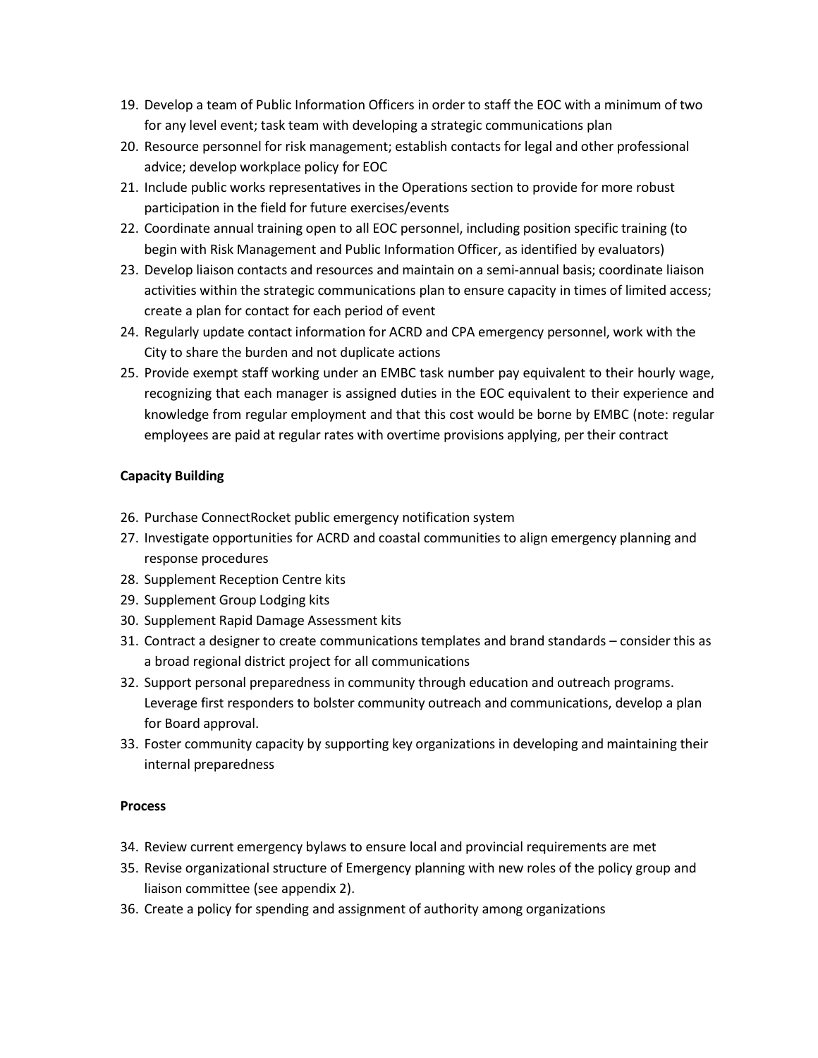19. Develop a team of Public Information Officers in order to staff the EOC with a minimum of two for any level event; task team with developing a strategic communications plan
20. Resource personnel for risk management; establish contacts for legal and other professional advice; develop workplace policy for EOC
21. Include public works representatives in the Operations section to provide for more robust participation in the field for future exercises/events
22. Coordinate annual training open to all EOC personnel, including position specific training (to begin with Risk Management and Public Information Officer, as identified by evaluators)
23. Develop liaison contacts and resources and maintain on a semi-annual basis; coordinate liaison activities within the strategic communications plan to ensure capacity in times of limited access; create a plan for contact for each period of event
24. Regularly update contact information for ACRD and CPA emergency personnel, work with the City to share the burden and not duplicate actions
25. Provide exempt staff working under an EMBC task number pay equivalent to their hourly wage, recognizing that each manager is assigned duties in the EOC equivalent to their experience and knowledge from regular employment and that this cost would be borne by EMBC (note: regular employees are paid at regular rates with overtime provisions applying, per their contract

**Capacity Building**

26. Purchase ConnectRocket public emergency notification system
27. Investigate opportunities for ACRD and coastal communities to align emergency planning and response procedures
28. Supplement Reception Centre kits
29. Supplement Group Lodging kits
30. Supplement Rapid Damage Assessment kits
31. Contract a designer to create communications templates and brand standards – consider this as a broad regional district project for all communications
32. Support personal preparedness in community through education and outreach programs. Leverage first responders to bolster community outreach and communications, develop a plan for Board approval.
33. Foster community capacity by supporting key organizations in developing and maintaining their internal preparedness

**Process**

34. Review current emergency bylaws to ensure local and provincial requirements are met
35. Revise organizational structure of Emergency planning with new roles of the policy group and liaison committee (see appendix 2).
36. Create a policy for spending and assignment of authority among organizations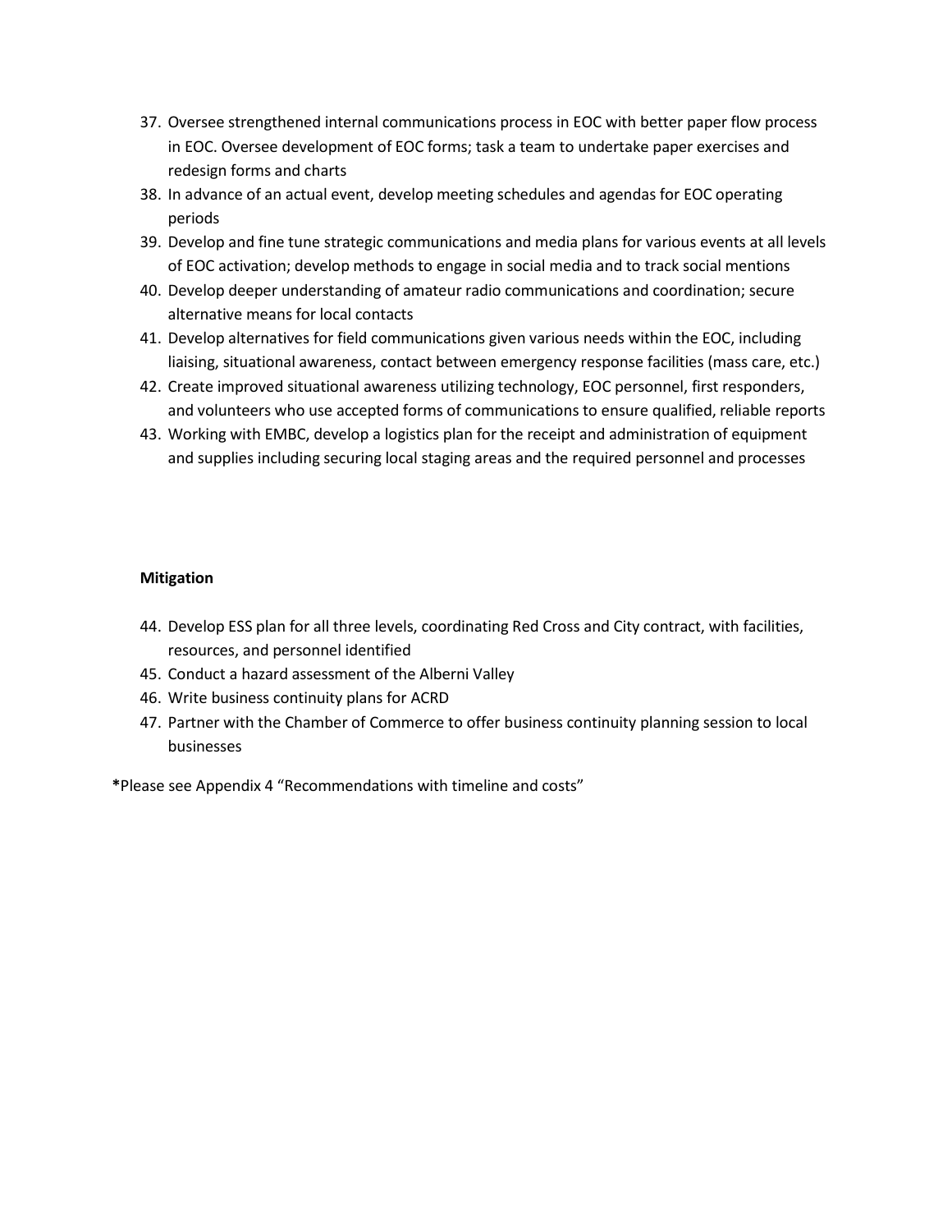37. Oversee strengthened internal communications process in EOC with better paper flow process in EOC. Oversee development of EOC forms; task a team to undertake paper exercises and redesign forms and charts
38. In advance of an actual event, develop meeting schedules and agendas for EOC operating periods
39. Develop and fine tune strategic communications and media plans for various events at all levels of EOC activation; develop methods to engage in social media and to track social mentions
40. Develop deeper understanding of amateur radio communications and coordination; secure alternative means for local contacts
41. Develop alternatives for field communications given various needs within the EOC, including liaising, situational awareness, contact between emergency response facilities (mass care, etc.)
42. Create improved situational awareness utilizing technology, EOC personnel, first responders, and volunteers who use accepted forms of communications to ensure qualified, reliable reports
43. Working with EMBC, develop a logistics plan for the receipt and administration of equipment and supplies including securing local staging areas and the required personnel and processes

**Mitigation**

44. Develop ESS plan for all three levels, coordinating Red Cross and City contract, with facilities, resources, and personnel identified
45. Conduct a hazard assessment of the Alberni Valley
46. Write business continuity plans for ACRD
47. Partner with the Chamber of Commerce to offer business continuity planning session to local businesses

**\***Please see Appendix 4 "Recommendations with timeline and costs"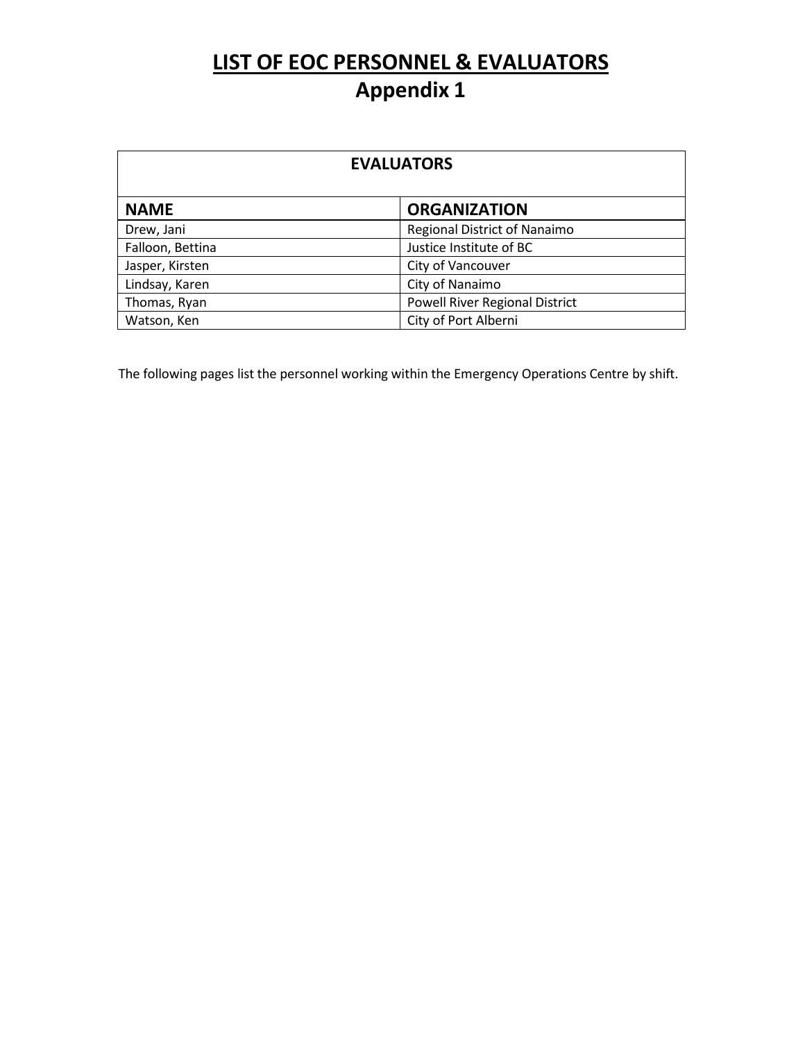# LIST OF EOC PERSONNEL & EVALUATORS

## Appendix 1

| EVALUATORS | |
|---|---|
| **NAME** | **ORGANIZATION** |
| Drew, Jani | Regional District of Nanaimo |
| Falloon, Bettina | Justice Institute of BC |
| Jasper, Kirsten | City of Vancouver |
| Lindsay, Karen | City of Nanaimo |
| Thomas, Ryan | Powell River Regional District |
| Watson, Ken | City of Port Alberni |

The following pages list the personnel working within the Emergency Operations Centre by shift.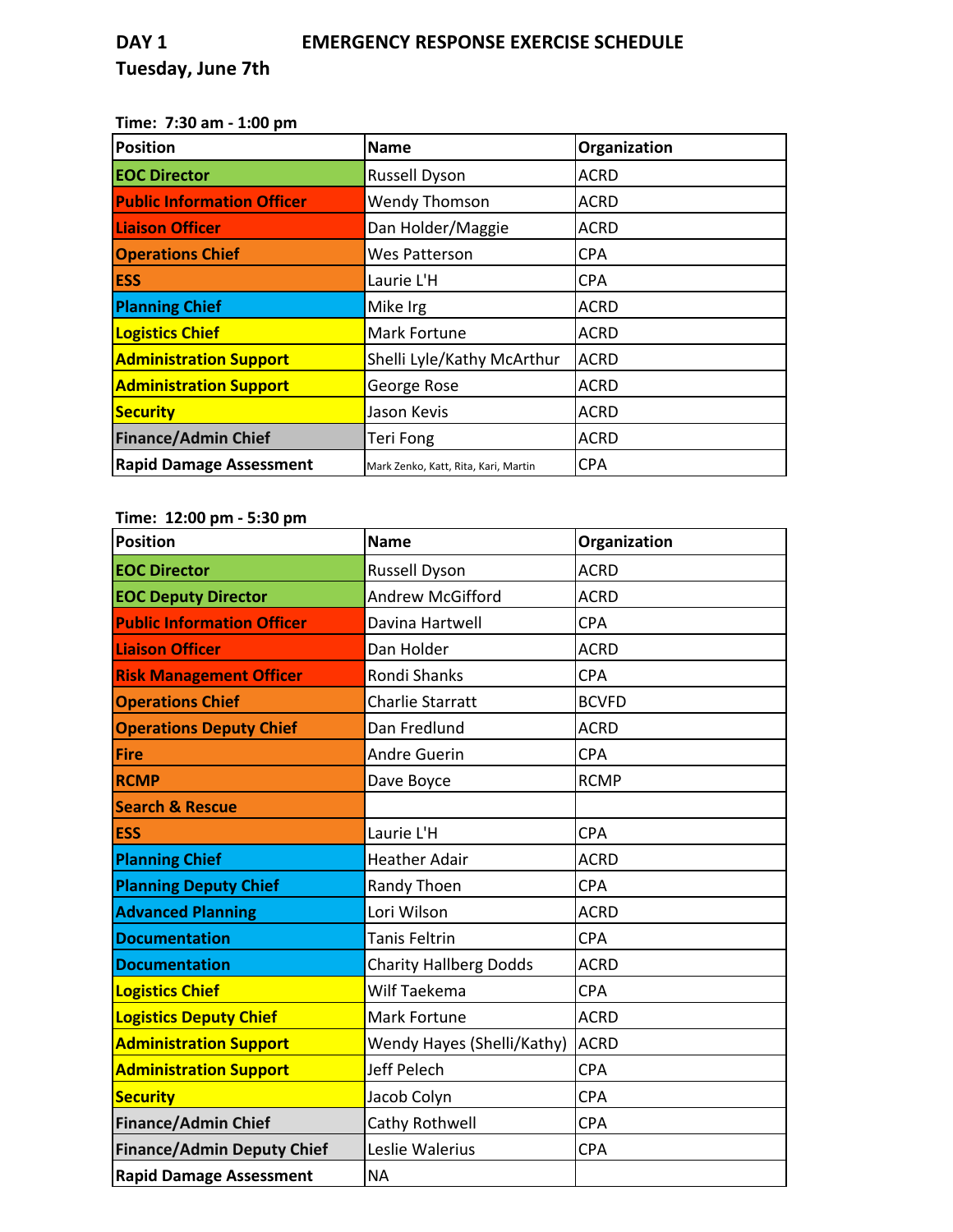**DAY 1** **EMERGENCY RESPONSE EXERCISE SCHEDULE**

**Tuesday, June 7th**

**Time: 7:30 am - 1:00 pm**

| Position | Name | Organization |
|---|---|---|
| EOC Director | Russell Dyson | ACRD |
| Public Information Officer | Wendy Thomson | ACRD |
| Liaison Officer | Dan Holder/Maggie | ACRD |
| Operations Chief | Wes Patterson | CPA |
| ESS | Laurie L'H | CPA |
| Planning Chief | Mike Irg | ACRD |
| Logistics Chief | Mark Fortune | ACRD |
| Administration Support | Shelli Lyle/Kathy McArthur | ACRD |
| Administration Support | George Rose | ACRD |
| Security | Jason Kevis | ACRD |
| Finance/Admin Chief | Teri Fong | ACRD |
| Rapid Damage Assessment | Mark Zenko, Katt, Rita, Kari, Martin | CPA |

**Time: 12:00 pm - 5:30 pm**

| Position | Name | Organization |
|---|---|---|
| EOC Director | Russell Dyson | ACRD |
| EOC Deputy Director | Andrew McGifford | ACRD |
| Public Information Officer | Davina Hartwell | CPA |
| Liaison Officer | Dan Holder | ACRD |
| Risk Management Officer | Rondi Shanks | CPA |
| Operations Chief | Charlie Starratt | BCVFD |
| Operations Deputy Chief | Dan Fredlund | ACRD |
| Fire | Andre Guerin | CPA |
| RCMP | Dave Boyce | RCMP |
| Search & Rescue | | |
| ESS | Laurie L'H | CPA |
| Planning Chief | Heather Adair | ACRD |
| Planning Deputy Chief | Randy Thoen | CPA |
| Advanced Planning | Lori Wilson | ACRD |
| Documentation | Tanis Feltrin | CPA |
| Documentation | Charity Hallberg Dodds | ACRD |
| Logistics Chief | Wilf Taekema | CPA |
| Logistics Deputy Chief | Mark Fortune | ACRD |
| Administration Support | Wendy Hayes (Shelli/Kathy) | ACRD |
| Administration Support | Jeff Pelech | CPA |
| Security | Jacob Colyn | CPA |
| Finance/Admin Chief | Cathy Rothwell | CPA |
| Finance/Admin Deputy Chief | Leslie Walerius | CPA |
| Rapid Damage Assessment | NA | |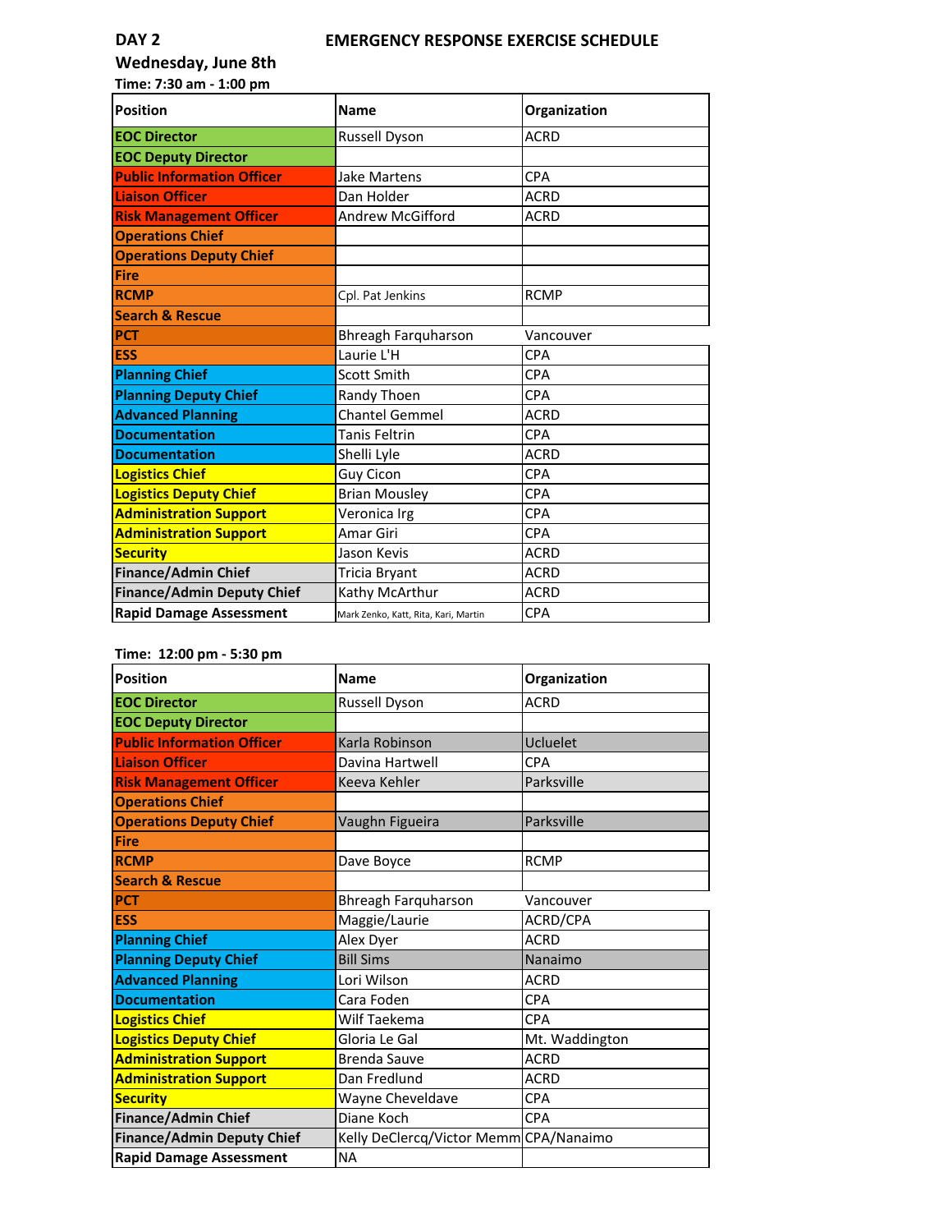**DAY 2** **EMERGENCY RESPONSE EXERCISE SCHEDULE**

**Wednesday, June 8th**

**Time: 7:30 am - 1:00 pm**

| Position | Name | Organization |
|---|---|---|
| EOC Director | Russell Dyson | ACRD |
| EOC Deputy Director | | |
| Public Information Officer | Jake Martens | CPA |
| Liaison Officer | Dan Holder | ACRD |
| Risk Management Officer | Andrew McGifford | ACRD |
| Operations Chief | | |
| Operations Deputy Chief | | |
| Fire | | |
| RCMP | Cpl. Pat Jenkins | RCMP |
| Search & Rescue | | |
| PCT | Bhreagh Farquharson | Vancouver |
| ESS | Laurie L'H | CPA |
| Planning Chief | Scott Smith | CPA |
| Planning Deputy Chief | Randy Thoen | CPA |
| Advanced Planning | Chantel Gemmel | ACRD |
| Documentation | Tanis Feltrin | CPA |
| Documentation | Shelli Lyle | ACRD |
| Logistics Chief | Guy Cicon | CPA |
| Logistics Deputy Chief | Brian Mousley | CPA |
| Administration Support | Veronica Irg | CPA |
| Administration Support | Amar Giri | CPA |
| Security | Jason Kevis | ACRD |
| Finance/Admin Chief | Tricia Bryant | ACRD |
| Finance/Admin Deputy Chief | Kathy McArthur | ACRD |
| Rapid Damage Assessment | Mark Zenko, Katt, Rita, Kari, Martin | CPA |

**Time: 12:00 pm - 5:30 pm**

| Position | Name | Organization |
|---|---|---|
| EOC Director | Russell Dyson | ACRD |
| EOC Deputy Director | | |
| Public Information Officer | Karla Robinson | Ucluelet |
| Liaison Officer | Davina Hartwell | CPA |
| Risk Management Officer | Keeva Kehler | Parksville |
| Operations Chief | | |
| Operations Deputy Chief | Vaughn Figueira | Parksville |
| Fire | | |
| RCMP | Dave Boyce | RCMP |
| Search & Rescue | | |
| PCT | Bhreagh Farquharson | Vancouver |
| ESS | Maggie/Laurie | ACRD/CPA |
| Planning Chief | Alex Dyer | ACRD |
| Planning Deputy Chief | Bill Sims | Nanaimo |
| Advanced Planning | Lori Wilson | ACRD |
| Documentation | Cara Foden | CPA |
| Logistics Chief | Wilf Taekema | CPA |
| Logistics Deputy Chief | Gloria Le Gal | Mt. Waddington |
| Administration Support | Brenda Sauve | ACRD |
| Administration Support | Dan Fredlund | ACRD |
| Security | Wayne Cheveldave | CPA |
| Finance/Admin Chief | Diane Koch | CPA |
| Finance/Admin Deputy Chief | Kelly DeClercq/Victor Memm | CPA/Nanaimo |
| Rapid Damage Assessment | NA | |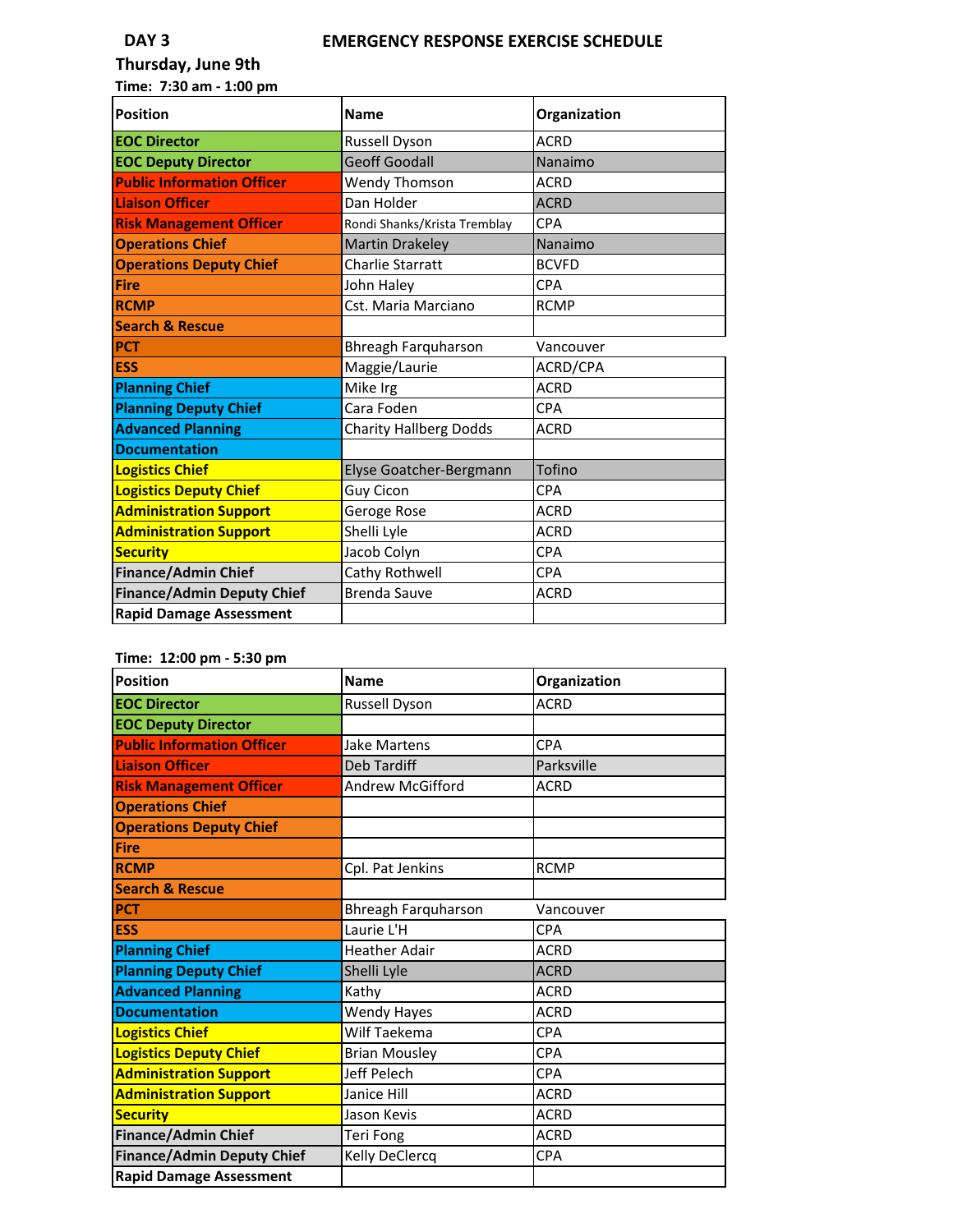**DAY 3** **EMERGENCY RESPONSE EXERCISE SCHEDULE**

**Thursday, June 9th**

**Time: 7:30 am - 1:00 pm**

| Position | Name | Organization |
|---|---|---|
| **EOC Director** | Russell Dyson | ACRD |
| **EOC Deputy Director** | Geoff Goodall | Nanaimo |
| **Public Information Officer** | Wendy Thomson | ACRD |
| **Liaison Officer** | Dan Holder | ACRD |
| **Risk Management Officer** | Rondi Shanks/Krista Tremblay | CPA |
| **Operations Chief** | Martin Drakeley | Nanaimo |
| **Operations Deputy Chief** | Charlie Starratt | BCVFD |
| **Fire** | John Haley | CPA |
| **RCMP** | Cst. Maria Marciano | RCMP |
| **Search & Rescue** | | |
| **PCT** | Bhreagh Farquharson | Vancouver |
| **ESS** | Maggie/Laurie | ACRD/CPA |
| **Planning Chief** | Mike Irg | ACRD |
| **Planning Deputy Chief** | Cara Foden | CPA |
| **Advanced Planning** | Charity Hallberg Dodds | ACRD |
| **Documentation** | | |
| **Logistics Chief** | Elyse Goatcher-Bergmann | Tofino |
| **Logistics Deputy Chief** | Guy Cicon | CPA |
| **Administration Support** | Geroge Rose | ACRD |
| **Administration Support** | Shelli Lyle | ACRD |
| **Security** | Jacob Colyn | CPA |
| **Finance/Admin Chief** | Cathy Rothwell | CPA |
| **Finance/Admin Deputy Chief** | Brenda Sauve | ACRD |
| **Rapid Damage Assessment** | | |

**Time: 12:00 pm - 5:30 pm**

| Position | Name | Organization |
|---|---|---|
| **EOC Director** | Russell Dyson | ACRD |
| **EOC Deputy Director** | | |
| **Public Information Officer** | Jake Martens | CPA |
| **Liaison Officer** | Deb Tardiff | Parksville |
| **Risk Management Officer** | Andrew McGifford | ACRD |
| **Operations Chief** | | |
| **Operations Deputy Chief** | | |
| **Fire** | | |
| **RCMP** | Cpl. Pat Jenkins | RCMP |
| **Search & Rescue** | | |
| **PCT** | Bhreagh Farquharson | Vancouver |
| **ESS** | Laurie L'H | CPA |
| **Planning Chief** | Heather Adair | ACRD |
| **Planning Deputy Chief** | Shelli Lyle | ACRD |
| **Advanced Planning** | Kathy | ACRD |
| **Documentation** | Wendy Hayes | ACRD |
| **Logistics Chief** | Wilf Taekema | CPA |
| **Logistics Deputy Chief** | Brian Mousley | CPA |
| **Administration Support** | Jeff Pelech | CPA |
| **Administration Support** | Janice Hill | ACRD |
| **Security** | Jason Kevis | ACRD |
| **Finance/Admin Chief** | Teri Fong | ACRD |
| **Finance/Admin Deputy Chief** | Kelly DeClercq | CPA |
| **Rapid Damage Assessment** | | |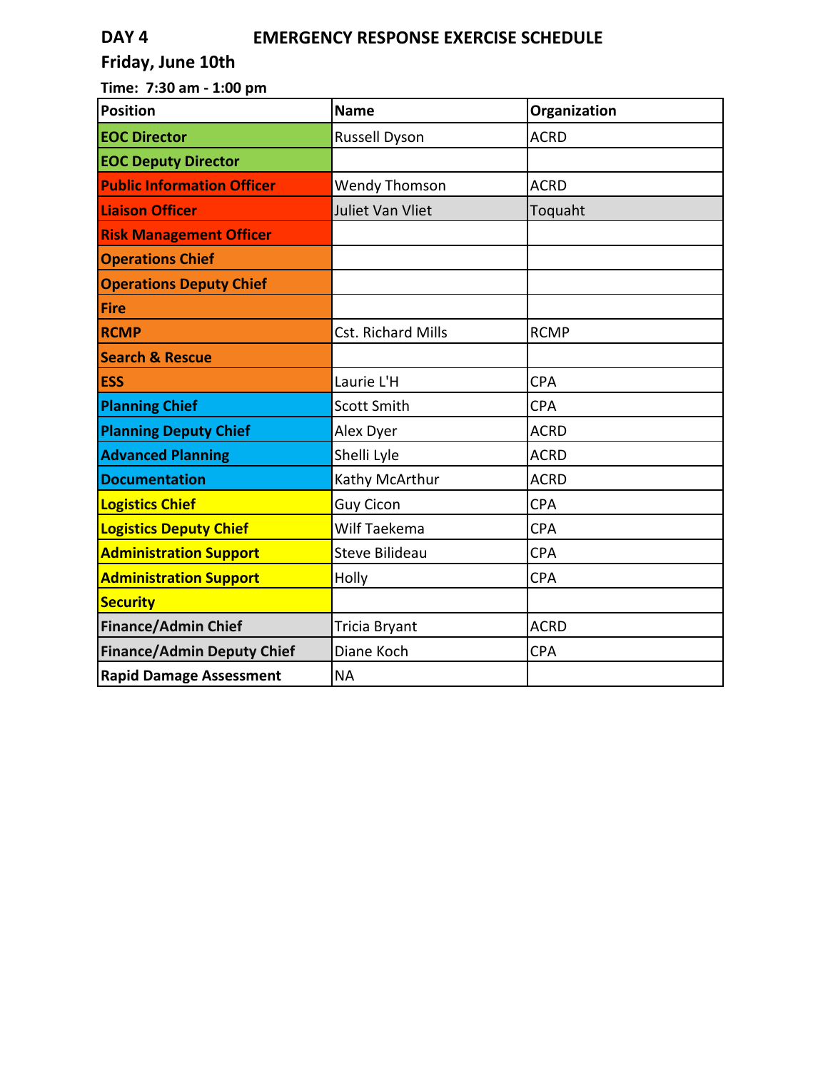**DAY 4** **EMERGENCY RESPONSE EXERCISE SCHEDULE**

**Friday, June 10th**

**Time: 7:30 am - 1:00 pm**

| Position | Name | Organization |
|---|---|---|
| **EOC Director** | Russell Dyson | ACRD |
| **EOC Deputy Director** | | |
| **Public Information Officer** | Wendy Thomson | ACRD |
| **Liaison Officer** | Juliet Van Vliet | Toquaht |
| **Risk Management Officer** | | |
| **Operations Chief** | | |
| **Operations Deputy Chief** | | |
| **Fire** | | |
| **RCMP** | Cst. Richard Mills | RCMP |
| **Search & Rescue** | | |
| **ESS** | Laurie L'H | CPA |
| **Planning Chief** | Scott Smith | CPA |
| **Planning Deputy Chief** | Alex Dyer | ACRD |
| **Advanced Planning** | Shelli Lyle | ACRD |
| **Documentation** | Kathy McArthur | ACRD |
| **Logistics Chief** | Guy Cicon | CPA |
| **Logistics Deputy Chief** | Wilf Taekema | CPA |
| **Administration Support** | Steve Bilideau | CPA |
| **Administration Support** | Holly | CPA |
| **Security** | | |
| **Finance/Admin Chief** | Tricia Bryant | ACRD |
| **Finance/Admin Deputy Chief** | Diane Koch | CPA |
| **Rapid Damage Assessment** | NA | |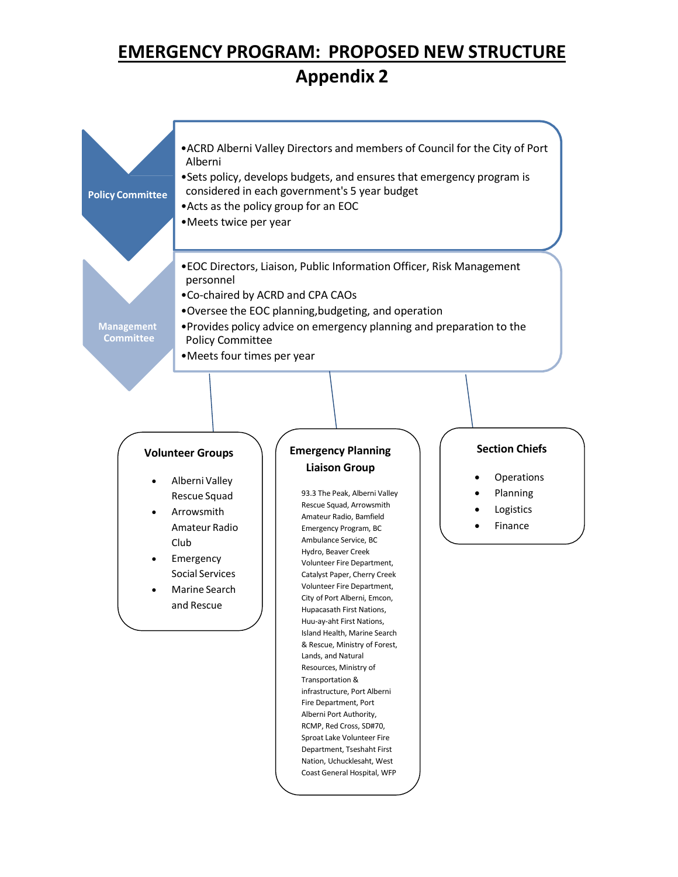# EMERGENCY PROGRAM: PROPOSED NEW STRUCTURE

## Appendix 2

### Policy Committee

- ACRD Alberni Valley Directors and members of Council for the City of Port Alberni
- Sets policy, develops budgets, and ensures that emergency program is considered in each government's 5 year budget
- Acts as the policy group for an EOC
- Meets twice per year

### Management Committee

- EOC Directors, Liaison, Public Information Officer, Risk Management personnel
- Co-chaired by ACRD and CPA CAOs
- Oversee the EOC planning,budgeting, and operation
- Provides policy advice on emergency planning and preparation to the Policy Committee
- Meets four times per year

### Volunteer Groups

- Alberni Valley Rescue Squad
- Arrowsmith Amateur Radio Club
- Emergency Social Services
- Marine Search and Rescue

### Emergency Planning Liaison Group

93.3 The Peak, Alberni Valley Rescue Squad, Arrowsmith Amateur Radio, Bamfield Emergency Program, BC Ambulance Service, BC Hydro, Beaver Creek Volunteer Fire Department, Catalyst Paper, Cherry Creek Volunteer Fire Department, City of Port Alberni, Emcon, Hupacasath First Nations, Huu-ay-aht First Nations, Island Health, Marine Search & Rescue, Ministry of Forest, Lands, and Natural Resources, Ministry of Transportation & infrastructure, Port Alberni Fire Department, Port Alberni Port Authority, RCMP, Red Cross, SD#70, Sproat Lake Volunteer Fire Department, Tseshaht First Nation, Uchucklesaht, West Coast General Hospital, WFP

### Section Chiefs

- Operations
- Planning
- Logistics
- Finance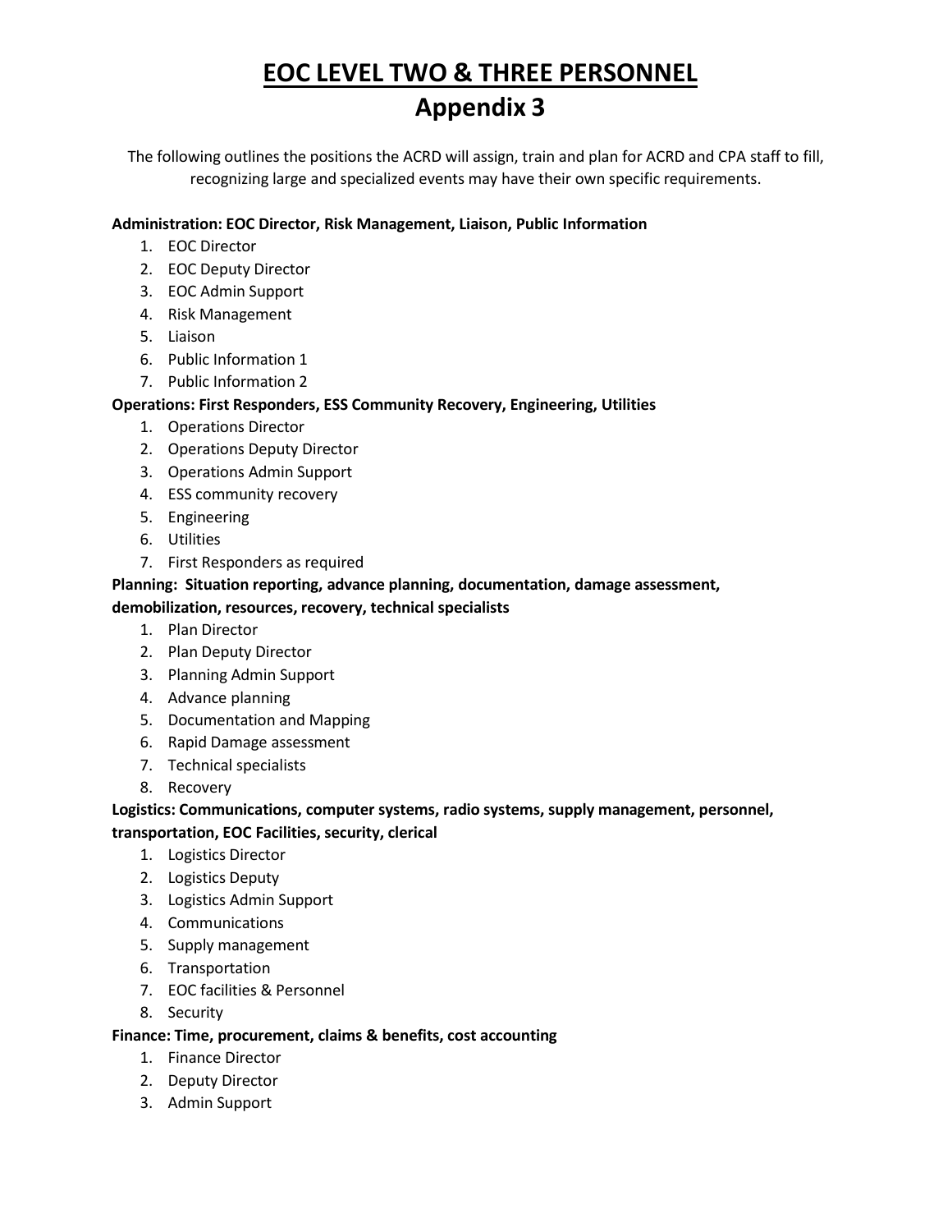# EOC LEVEL TWO & THREE PERSONNEL

## Appendix 3

The following outlines the positions the ACRD will assign, train and plan for ACRD and CPA staff to fill, recognizing large and specialized events may have their own specific requirements.

**Administration: EOC Director, Risk Management, Liaison, Public Information**

1. EOC Director
2. EOC Deputy Director
3. EOC Admin Support
4. Risk Management
5. Liaison
6. Public Information 1
7. Public Information 2

**Operations: First Responders, ESS Community Recovery, Engineering, Utilities**

1. Operations Director
2. Operations Deputy Director
3. Operations Admin Support
4. ESS community recovery
5. Engineering
6. Utilities
7. First Responders as required

**Planning: Situation reporting, advance planning, documentation, damage assessment, demobilization, resources, recovery, technical specialists**

1. Plan Director
2. Plan Deputy Director
3. Planning Admin Support
4. Advance planning
5. Documentation and Mapping
6. Rapid Damage assessment
7. Technical specialists
8. Recovery

**Logistics: Communications, computer systems, radio systems, supply management, personnel, transportation, EOC Facilities, security, clerical**

1. Logistics Director
2. Logistics Deputy
3. Logistics Admin Support
4. Communications
5. Supply management
6. Transportation
7. EOC facilities & Personnel
8. Security

**Finance: Time, procurement, claims & benefits, cost accounting**

1. Finance Director
2. Deputy Director
3. Admin Support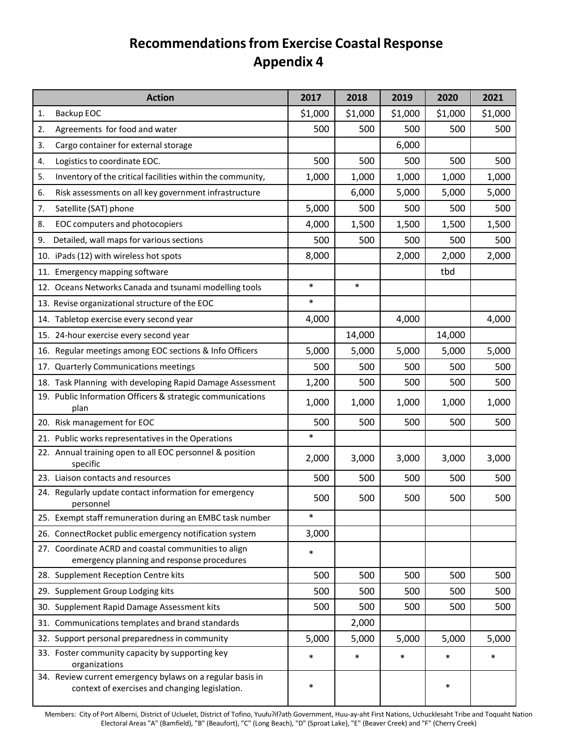# Recommendations from Exercise Coastal Response
## Appendix 4

| Action | 2017 | 2018 | 2019 | 2020 | 2021 |
|---|---|---|---|---|---|
| 1. Backup EOC | $1,000 | $1,000 | $1,000 | $1,000 | $1,000 |
| 2. Agreements for food and water | 500 | 500 | 500 | 500 | 500 |
| 3. Cargo container for external storage | | | 6,000 | | |
| 4. Logistics to coordinate EOC. | 500 | 500 | 500 | 500 | 500 |
| 5. Inventory of the critical facilities within the community, | 1,000 | 1,000 | 1,000 | 1,000 | 1,000 |
| 6. Risk assessments on all key government infrastructure | | 6,000 | 5,000 | 5,000 | 5,000 |
| 7. Satellite (SAT) phone | 5,000 | 500 | 500 | 500 | 500 |
| 8. EOC computers and photocopiers | 4,000 | 1,500 | 1,500 | 1,500 | 1,500 |
| 9. Detailed, wall maps for various sections | 500 | 500 | 500 | 500 | 500 |
| 10. iPads (12) with wireless hot spots | 8,000 | | 2,000 | 2,000 | 2,000 |
| 11. Emergency mapping software | | | | tbd | |
| 12. Oceans Networks Canada and tsunami modelling tools | * | * | | | |
| 13. Revise organizational structure of the EOC | * | | | | |
| 14. Tabletop exercise every second year | 4,000 | | 4,000 | | 4,000 |
| 15. 24-hour exercise every second year | | 14,000 | | 14,000 | |
| 16. Regular meetings among EOC sections & Info Officers | 5,000 | 5,000 | 5,000 | 5,000 | 5,000 |
| 17. Quarterly Communications meetings | 500 | 500 | 500 | 500 | 500 |
| 18. Task Planning with developing Rapid Damage Assessment | 1,200 | 500 | 500 | 500 | 500 |
| 19. Public Information Officers & strategic communications plan | 1,000 | 1,000 | 1,000 | 1,000 | 1,000 |
| 20. Risk management for EOC | 500 | 500 | 500 | 500 | 500 |
| 21. Public works representatives in the Operations | * | | | | |
| 22. Annual training open to all EOC personnel & position specific | 2,000 | 3,000 | 3,000 | 3,000 | 3,000 |
| 23. Liaison contacts and resources | 500 | 500 | 500 | 500 | 500 |
| 24. Regularly update contact information for emergency personnel | 500 | 500 | 500 | 500 | 500 |
| 25. Exempt staff remuneration during an EMBC task number | * | | | | |
| 26. ConnectRocket public emergency notification system | 3,000 | | | | |
| 27. Coordinate ACRD and coastal communities to align emergency planning and response procedures | * | | | | |
| 28. Supplement Reception Centre kits | 500 | 500 | 500 | 500 | 500 |
| 29. Supplement Group Lodging kits | 500 | 500 | 500 | 500 | 500 |
| 30. Supplement Rapid Damage Assessment kits | 500 | 500 | 500 | 500 | 500 |
| 31. Communications templates and brand standards | | 2,000 | | | |
| 32. Support personal preparedness in community | 5,000 | 5,000 | 5,000 | 5,000 | 5,000 |
| 33. Foster community capacity by supporting key organizations | * | * | * | * | * |
| 34. Review current emergency bylaws on a regular basis in context of exercises and changing legislation. | * | | | * | |

Members: City of Port Alberni, District of Ucluelet, District of Tofino, Yuułuʔiłʔatḥ Government, Huu-ay-aht First Nations, Uchucklesaht Tribe and Toquaht Nation
Electoral Areas "A" (Bamfield), "B" (Beaufort), "C" (Long Beach), "D" (Sproat Lake), "E" (Beaver Creek) and "F" (Cherry Creek)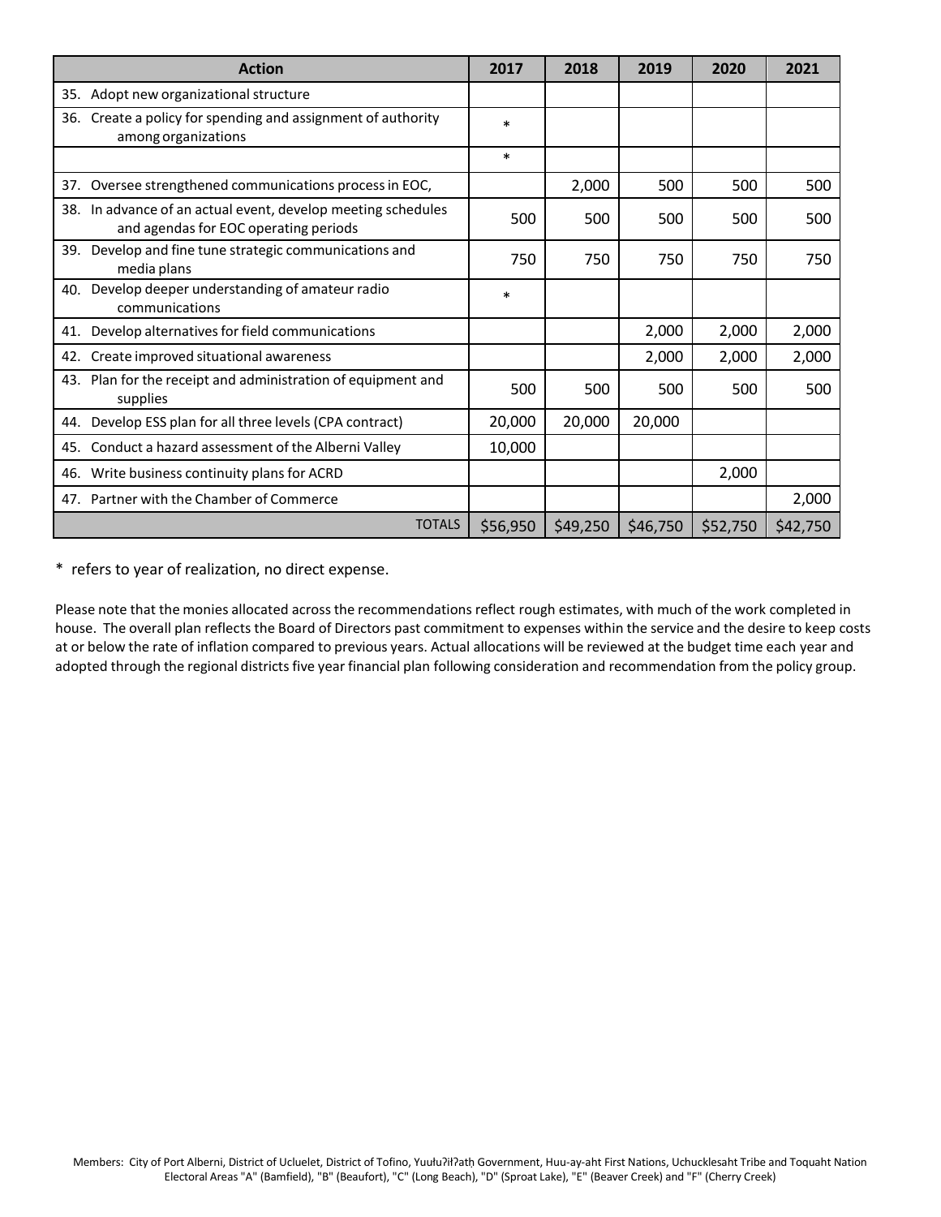| Action | 2017 | 2018 | 2019 | 2020 | 2021 |
|---|---|---|---|---|---|
| 35. Adopt new organizational structure | | | | | |
| 36. Create a policy for spending and assignment of authority among organizations | * | | | | |
| | * | | | | |
| 37. Oversee strengthened communications process in EOC, | | 2,000 | 500 | 500 | 500 |
| 38. In advance of an actual event, develop meeting schedules and agendas for EOC operating periods | 500 | 500 | 500 | 500 | 500 |
| 39. Develop and fine tune strategic communications and media plans | 750 | 750 | 750 | 750 | 750 |
| 40. Develop deeper understanding of amateur radio communications | * | | | | |
| 41. Develop alternatives for field communications | | | 2,000 | 2,000 | 2,000 |
| 42. Create improved situational awareness | | | 2,000 | 2,000 | 2,000 |
| 43. Plan for the receipt and administration of equipment and supplies | 500 | 500 | 500 | 500 | 500 |
| 44. Develop ESS plan for all three levels (CPA contract) | 20,000 | 20,000 | 20,000 | | |
| 45. Conduct a hazard assessment of the Alberni Valley | 10,000 | | | | |
| 46. Write business continuity plans for ACRD | | | | 2,000 | |
| 47. Partner with the Chamber of Commerce | | | | | 2,000 |
| TOTALS | $56,950 | $49,250 | $46,750 | $52,750 | $42,750 |

* refers to year of realization, no direct expense.

Please note that the monies allocated across the recommendations reflect rough estimates, with much of the work completed in house. The overall plan reflects the Board of Directors past commitment to expenses within the service and the desire to keep costs at or below the rate of inflation compared to previous years. Actual allocations will be reviewed at the budget time each year and adopted through the regional districts five year financial plan following consideration and recommendation from the policy group.

Members: City of Port Alberni, District of Ucluelet, District of Tofino, Yuułuʔiłʔatḥ Government, Huu-ay-aht First Nations, Uchucklesaht Tribe and Toquaht Nation Electoral Areas "A" (Bamfield), "B" (Beaufort), "C" (Long Beach), "D" (Sproat Lake), "E" (Beaver Creek) and "F" (Cherry Creek)